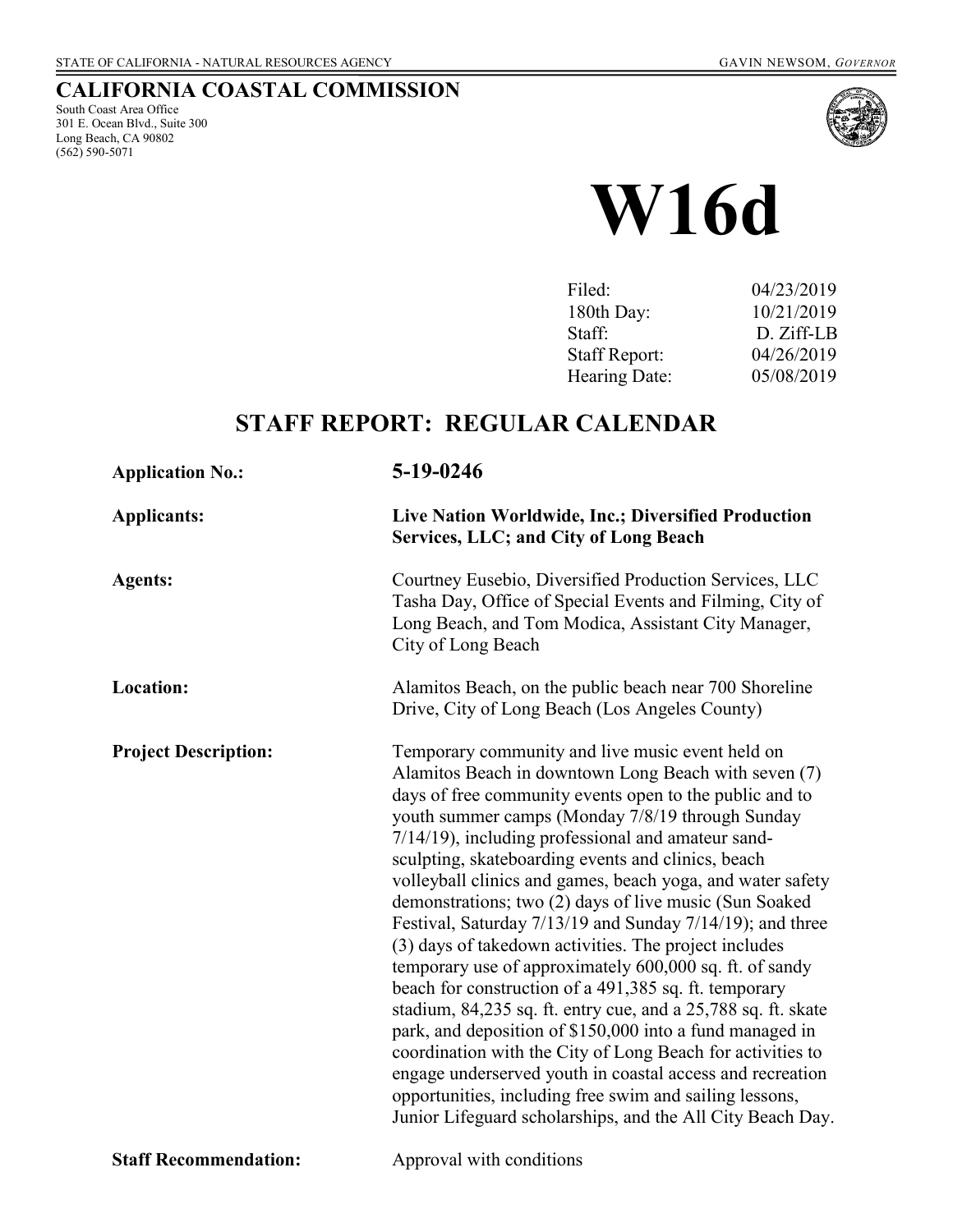STATE OF CALIFORNIA - NATURAL RESOURCES AGENCY GAVIN NEWSOM, *GOVERNOR*

# CALIFORNIA COASTAL COMMISSION

South Coast Area Office
301 E. Ocean Blvd., Suite 300
Long Beach, CA 90802
(562) 590-5071

# W16d

| | |
|---|---|
| Filed: | 04/23/2019 |
| 180th Day: | 10/21/2019 |
| Staff: | D. Ziff-LB |
| Staff Report: | 04/26/2019 |
| Hearing Date: | 05/08/2019 |

## STAFF REPORT: REGULAR CALENDAR

**Application No.:** **5-19-0246**

**Applicants:** **Live Nation Worldwide, Inc.; Diversified Production Services, LLC; and City of Long Beach**

**Agents:** Courtney Eusebio, Diversified Production Services, LLC
Tasha Day, Office of Special Events and Filming, City of Long Beach, and Tom Modica, Assistant City Manager, City of Long Beach

**Location:** Alamitos Beach, on the public beach near 700 Shoreline Drive, City of Long Beach (Los Angeles County)

**Project Description:** Temporary community and live music event held on Alamitos Beach in downtown Long Beach with seven (7) days of free community events open to the public and to youth summer camps (Monday 7/8/19 through Sunday 7/14/19), including professional and amateur sand-sculpting, skateboarding events and clinics, beach volleyball clinics and games, beach yoga, and water safety demonstrations; two (2) days of live music (Sun Soaked Festival, Saturday 7/13/19 and Sunday 7/14/19); and three (3) days of takedown activities. The project includes temporary use of approximately 600,000 sq. ft. of sandy beach for construction of a 491,385 sq. ft. temporary stadium, 84,235 sq. ft. entry cue, and a 25,788 sq. ft. skate park, and deposition of $150,000 into a fund managed in coordination with the City of Long Beach for activities to engage underserved youth in coastal access and recreation opportunities, including free swim and sailing lessons, Junior Lifeguard scholarships, and the All City Beach Day.

**Staff Recommendation:** Approval with conditions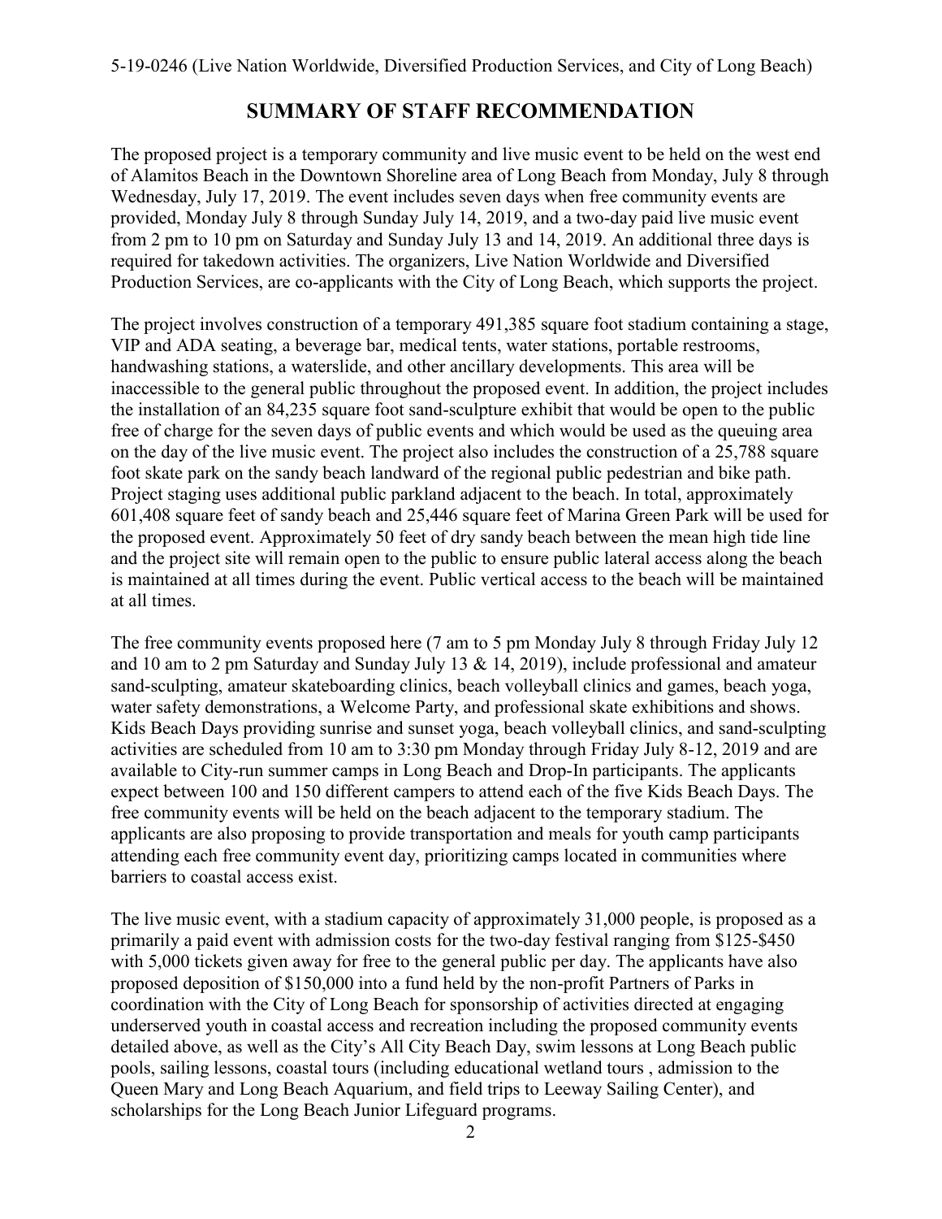## SUMMARY OF STAFF RECOMMENDATION

The proposed project is a temporary community and live music event to be held on the west end of Alamitos Beach in the Downtown Shoreline area of Long Beach from Monday, July 8 through Wednesday, July 17, 2019. The event includes seven days when free community events are provided, Monday July 8 through Sunday July 14, 2019, and a two-day paid live music event from 2 pm to 10 pm on Saturday and Sunday July 13 and 14, 2019. An additional three days is required for takedown activities. The organizers, Live Nation Worldwide and Diversified Production Services, are co-applicants with the City of Long Beach, which supports the project.

The project involves construction of a temporary 491,385 square foot stadium containing a stage, VIP and ADA seating, a beverage bar, medical tents, water stations, portable restrooms, handwashing stations, a waterslide, and other ancillary developments. This area will be inaccessible to the general public throughout the proposed event. In addition, the project includes the installation of an 84,235 square foot sand-sculpture exhibit that would be open to the public free of charge for the seven days of public events and which would be used as the queuing area on the day of the live music event. The project also includes the construction of a 25,788 square foot skate park on the sandy beach landward of the regional public pedestrian and bike path. Project staging uses additional public parkland adjacent to the beach. In total, approximately 601,408 square feet of sandy beach and 25,446 square feet of Marina Green Park will be used for the proposed event. Approximately 50 feet of dry sandy beach between the mean high tide line and the project site will remain open to the public to ensure public lateral access along the beach is maintained at all times during the event. Public vertical access to the beach will be maintained at all times.

The free community events proposed here (7 am to 5 pm Monday July 8 through Friday July 12 and 10 am to 2 pm Saturday and Sunday July 13 & 14, 2019), include professional and amateur sand-sculpting, amateur skateboarding clinics, beach volleyball clinics and games, beach yoga, water safety demonstrations, a Welcome Party, and professional skate exhibitions and shows. Kids Beach Days providing sunrise and sunset yoga, beach volleyball clinics, and sand-sculpting activities are scheduled from 10 am to 3:30 pm Monday through Friday July 8-12, 2019 and are available to City-run summer camps in Long Beach and Drop-In participants. The applicants expect between 100 and 150 different campers to attend each of the five Kids Beach Days. The free community events will be held on the beach adjacent to the temporary stadium. The applicants are also proposing to provide transportation and meals for youth camp participants attending each free community event day, prioritizing camps located in communities where barriers to coastal access exist.

The live music event, with a stadium capacity of approximately 31,000 people, is proposed as a primarily a paid event with admission costs for the two-day festival ranging from $125-$450 with 5,000 tickets given away for free to the general public per day. The applicants have also proposed deposition of $150,000 into a fund held by the non-profit Partners of Parks in coordination with the City of Long Beach for sponsorship of activities directed at engaging underserved youth in coastal access and recreation including the proposed community events detailed above, as well as the City's All City Beach Day, swim lessons at Long Beach public pools, sailing lessons, coastal tours (including educational wetland tours , admission to the Queen Mary and Long Beach Aquarium, and field trips to Leeway Sailing Center), and scholarships for the Long Beach Junior Lifeguard programs.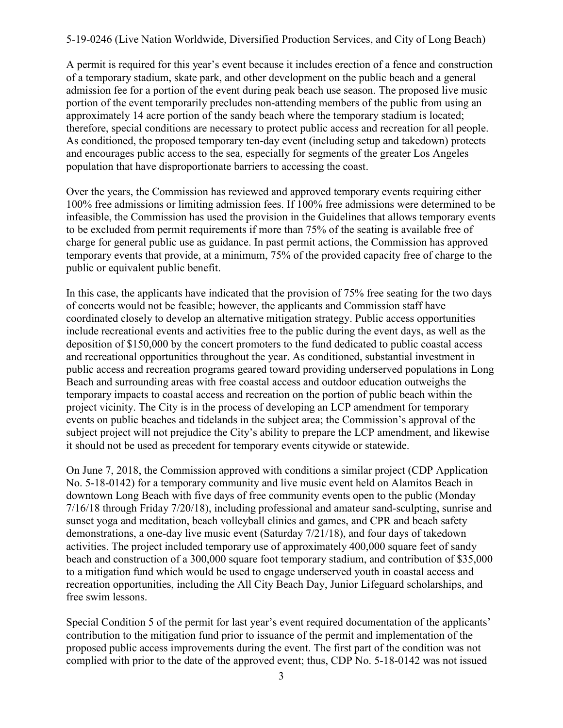A permit is required for this year's event because it includes erection of a fence and construction of a temporary stadium, skate park, and other development on the public beach and a general admission fee for a portion of the event during peak beach use season. The proposed live music portion of the event temporarily precludes non-attending members of the public from using an approximately 14 acre portion of the sandy beach where the temporary stadium is located; therefore, special conditions are necessary to protect public access and recreation for all people. As conditioned, the proposed temporary ten-day event (including setup and takedown) protects and encourages public access to the sea, especially for segments of the greater Los Angeles population that have disproportionate barriers to accessing the coast.

Over the years, the Commission has reviewed and approved temporary events requiring either 100% free admissions or limiting admission fees. If 100% free admissions were determined to be infeasible, the Commission has used the provision in the Guidelines that allows temporary events to be excluded from permit requirements if more than 75% of the seating is available free of charge for general public use as guidance. In past permit actions, the Commission has approved temporary events that provide, at a minimum, 75% of the provided capacity free of charge to the public or equivalent public benefit.

In this case, the applicants have indicated that the provision of 75% free seating for the two days of concerts would not be feasible; however, the applicants and Commission staff have coordinated closely to develop an alternative mitigation strategy. Public access opportunities include recreational events and activities free to the public during the event days, as well as the deposition of $150,000 by the concert promoters to the fund dedicated to public coastal access and recreational opportunities throughout the year. As conditioned, substantial investment in public access and recreation programs geared toward providing underserved populations in Long Beach and surrounding areas with free coastal access and outdoor education outweighs the temporary impacts to coastal access and recreation on the portion of public beach within the project vicinity. The City is in the process of developing an LCP amendment for temporary events on public beaches and tidelands in the subject area; the Commission's approval of the subject project will not prejudice the City's ability to prepare the LCP amendment, and likewise it should not be used as precedent for temporary events citywide or statewide.

On June 7, 2018, the Commission approved with conditions a similar project (CDP Application No. 5-18-0142) for a temporary community and live music event held on Alamitos Beach in downtown Long Beach with five days of free community events open to the public (Monday 7/16/18 through Friday 7/20/18), including professional and amateur sand-sculpting, sunrise and sunset yoga and meditation, beach volleyball clinics and games, and CPR and beach safety demonstrations, a one-day live music event (Saturday 7/21/18), and four days of takedown activities. The project included temporary use of approximately 400,000 square feet of sandy beach and construction of a 300,000 square foot temporary stadium, and contribution of $35,000 to a mitigation fund which would be used to engage underserved youth in coastal access and recreation opportunities, including the All City Beach Day, Junior Lifeguard scholarships, and free swim lessons.

Special Condition 5 of the permit for last year's event required documentation of the applicants' contribution to the mitigation fund prior to issuance of the permit and implementation of the proposed public access improvements during the event. The first part of the condition was not complied with prior to the date of the approved event; thus, CDP No. 5-18-0142 was not issued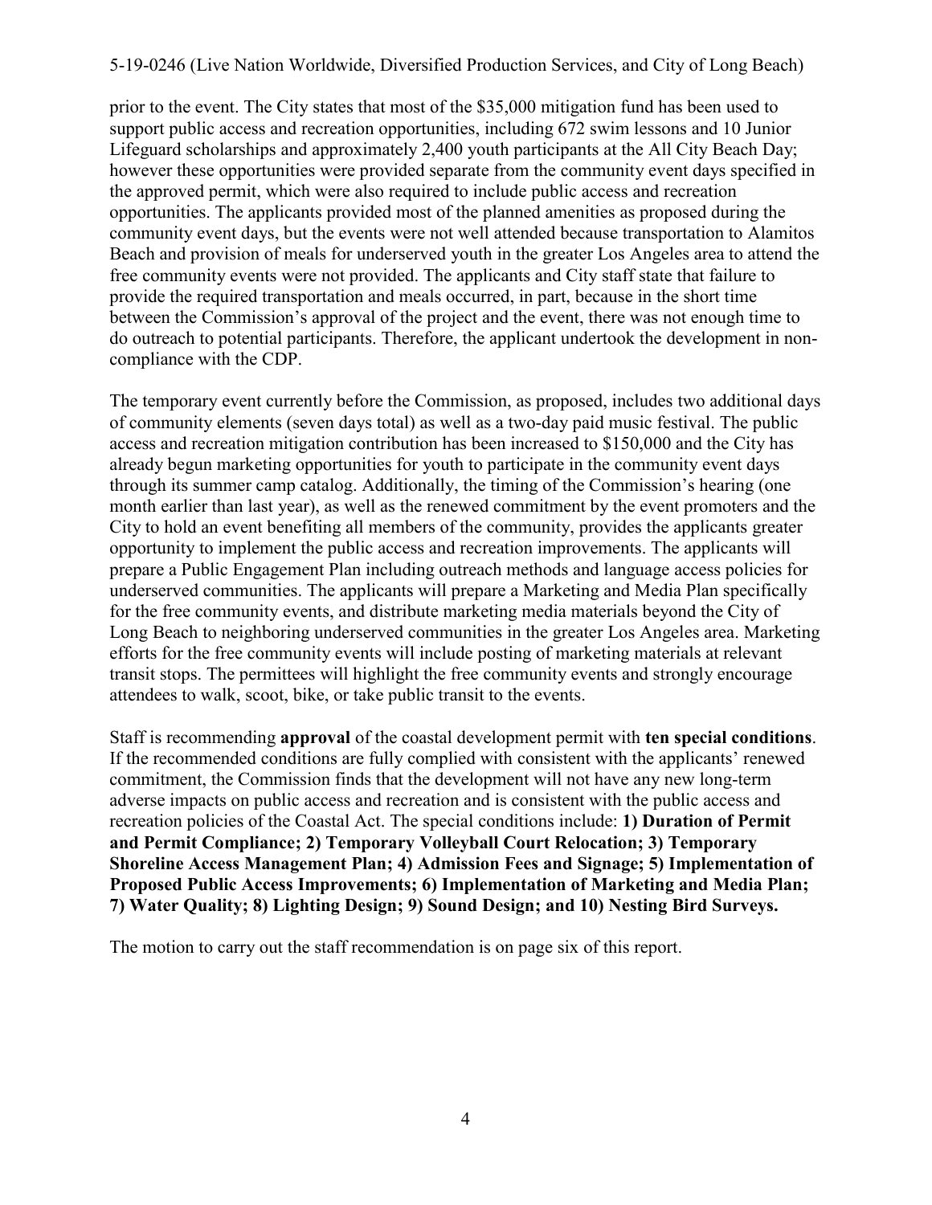prior to the event. The City states that most of the $35,000 mitigation fund has been used to support public access and recreation opportunities, including 672 swim lessons and 10 Junior Lifeguard scholarships and approximately 2,400 youth participants at the All City Beach Day; however these opportunities were provided separate from the community event days specified in the approved permit, which were also required to include public access and recreation opportunities. The applicants provided most of the planned amenities as proposed during the community event days, but the events were not well attended because transportation to Alamitos Beach and provision of meals for underserved youth in the greater Los Angeles area to attend the free community events were not provided. The applicants and City staff state that failure to provide the required transportation and meals occurred, in part, because in the short time between the Commission's approval of the project and the event, there was not enough time to do outreach to potential participants. Therefore, the applicant undertook the development in non-compliance with the CDP.

The temporary event currently before the Commission, as proposed, includes two additional days of community elements (seven days total) as well as a two-day paid music festival. The public access and recreation mitigation contribution has been increased to $150,000 and the City has already begun marketing opportunities for youth to participate in the community event days through its summer camp catalog. Additionally, the timing of the Commission's hearing (one month earlier than last year), as well as the renewed commitment by the event promoters and the City to hold an event benefiting all members of the community, provides the applicants greater opportunity to implement the public access and recreation improvements. The applicants will prepare a Public Engagement Plan including outreach methods and language access policies for underserved communities. The applicants will prepare a Marketing and Media Plan specifically for the free community events, and distribute marketing media materials beyond the City of Long Beach to neighboring underserved communities in the greater Los Angeles area. Marketing efforts for the free community events will include posting of marketing materials at relevant transit stops. The permittees will highlight the free community events and strongly encourage attendees to walk, scoot, bike, or take public transit to the events.

Staff is recommending **approval** of the coastal development permit with **ten special conditions**. If the recommended conditions are fully complied with consistent with the applicants' renewed commitment, the Commission finds that the development will not have any new long-term adverse impacts on public access and recreation and is consistent with the public access and recreation policies of the Coastal Act. The special conditions include: **1) Duration of Permit and Permit Compliance; 2) Temporary Volleyball Court Relocation; 3) Temporary Shoreline Access Management Plan; 4) Admission Fees and Signage; 5) Implementation of Proposed Public Access Improvements; 6) Implementation of Marketing and Media Plan; 7) Water Quality; 8) Lighting Design; 9) Sound Design; and 10) Nesting Bird Surveys.**

The motion to carry out the staff recommendation is on page six of this report.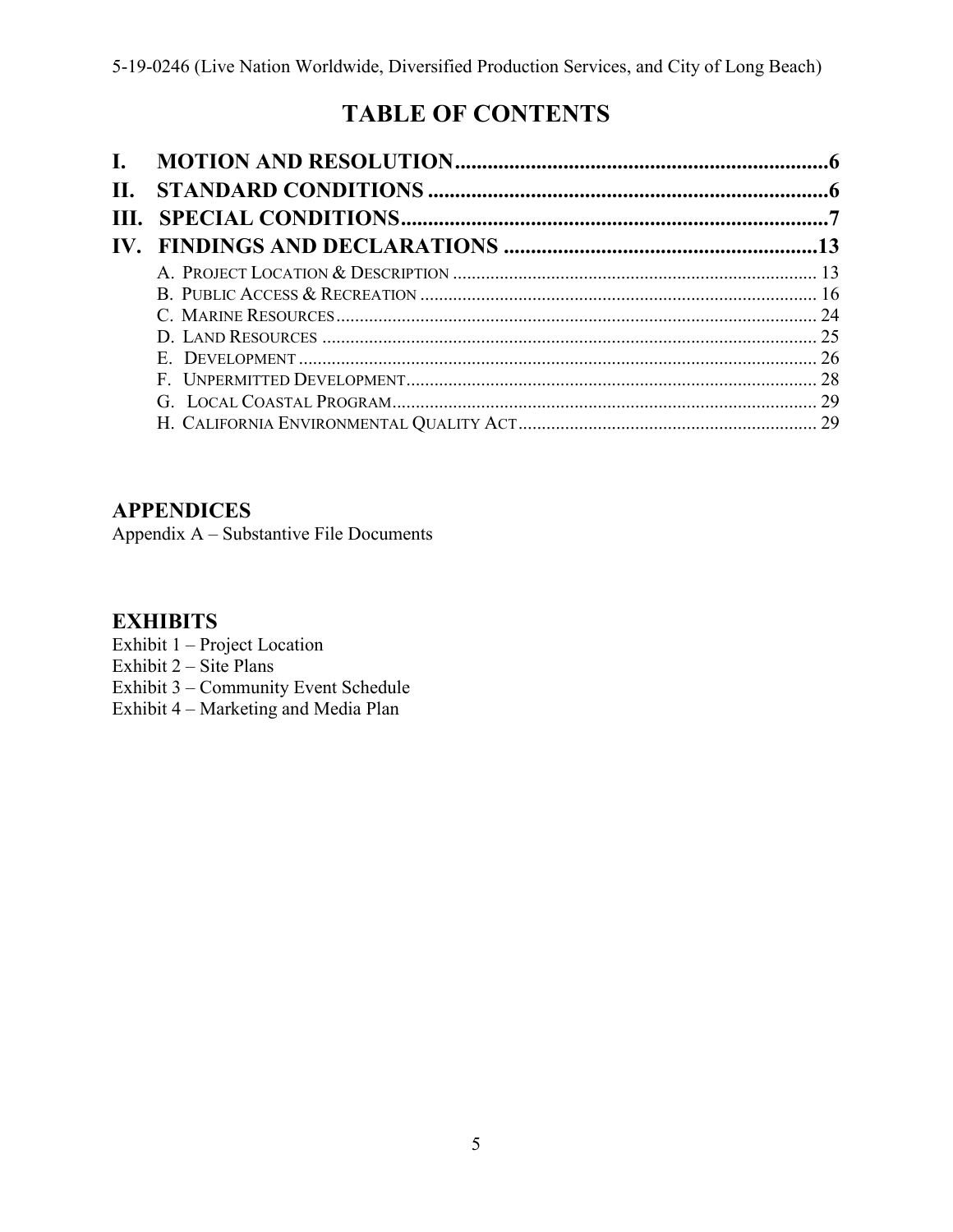# TABLE OF CONTENTS

**I. MOTION AND RESOLUTION** ...................................................................... **6**

**II. STANDARD CONDITIONS** ........................................................................ **6**

**III. SPECIAL CONDITIONS** ............................................................................ **7**

**IV. FINDINGS AND DECLARATIONS** .......................................................... **13**

- A. PROJECT LOCATION & DESCRIPTION ............................................................ 13
- B. PUBLIC ACCESS & RECREATION ...................................................................... 16
- C. MARINE RESOURCES ......................................................................................... 24
- D. LAND RESOURCES ............................................................................................. 25
- E. DEVELOPMENT .................................................................................................. 26
- F. UNPERMITTED DEVELOPMENT ........................................................................ 28
- G. LOCAL COASTAL PROGRAM ............................................................................ 29
- H. CALIFORNIA ENVIRONMENTAL QUALITY ACT ............................................... 29

## APPENDICES

Appendix A – Substantive File Documents

## EXHIBITS

Exhibit 1 – Project Location
Exhibit 2 – Site Plans
Exhibit 3 – Community Event Schedule
Exhibit 4 – Marketing and Media Plan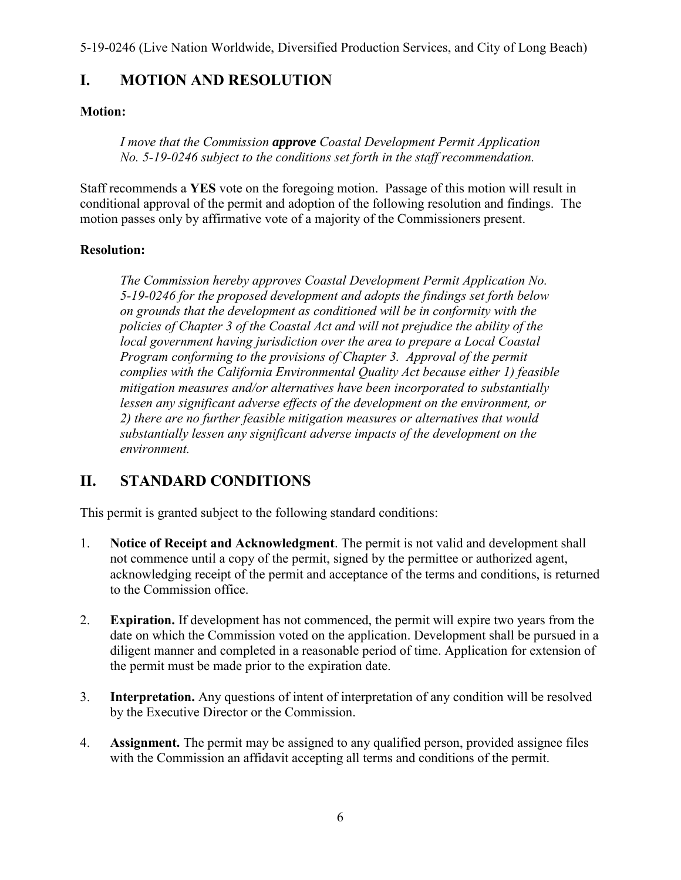## I. MOTION AND RESOLUTION

**Motion:**

> *I move that the Commission **approve** Coastal Development Permit Application No. 5-19-0246 subject to the conditions set forth in the staff recommendation.*

Staff recommends a **YES** vote on the foregoing motion. Passage of this motion will result in conditional approval of the permit and adoption of the following resolution and findings. The motion passes only by affirmative vote of a majority of the Commissioners present.

**Resolution:**

> *The Commission hereby approves Coastal Development Permit Application No. 5-19-0246 for the proposed development and adopts the findings set forth below on grounds that the development as conditioned will be in conformity with the policies of Chapter 3 of the Coastal Act and will not prejudice the ability of the local government having jurisdiction over the area to prepare a Local Coastal Program conforming to the provisions of Chapter 3. Approval of the permit complies with the California Environmental Quality Act because either 1) feasible mitigation measures and/or alternatives have been incorporated to substantially lessen any significant adverse effects of the development on the environment, or 2) there are no further feasible mitigation measures or alternatives that would substantially lessen any significant adverse impacts of the development on the environment.*

## II. STANDARD CONDITIONS

This permit is granted subject to the following standard conditions:

1. **Notice of Receipt and Acknowledgment**. The permit is not valid and development shall not commence until a copy of the permit, signed by the permittee or authorized agent, acknowledging receipt of the permit and acceptance of the terms and conditions, is returned to the Commission office.

2. **Expiration.** If development has not commenced, the permit will expire two years from the date on which the Commission voted on the application. Development shall be pursued in a diligent manner and completed in a reasonable period of time. Application for extension of the permit must be made prior to the expiration date.

3. **Interpretation.** Any questions of intent of interpretation of any condition will be resolved by the Executive Director or the Commission.

4. **Assignment.** The permit may be assigned to any qualified person, provided assignee files with the Commission an affidavit accepting all terms and conditions of the permit.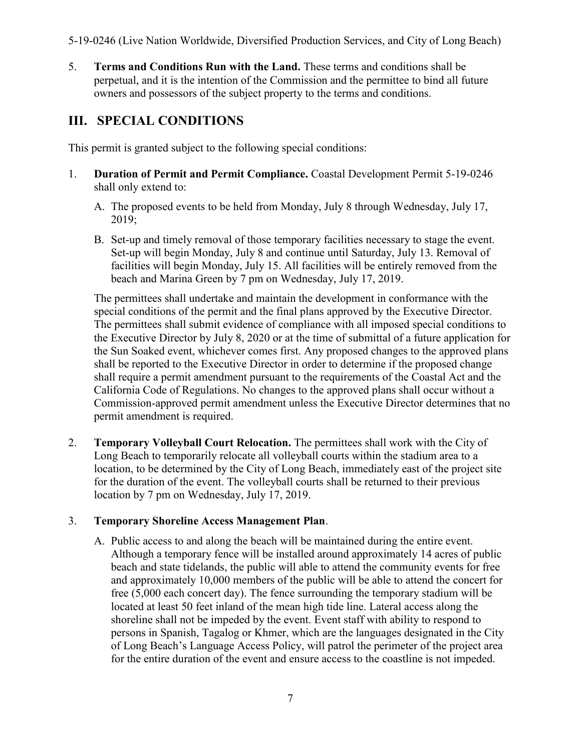5. **Terms and Conditions Run with the Land.** These terms and conditions shall be perpetual, and it is the intention of the Commission and the permittee to bind all future owners and possessors of the subject property to the terms and conditions.

## III. SPECIAL CONDITIONS

This permit is granted subject to the following special conditions:

1. **Duration of Permit and Permit Compliance.** Coastal Development Permit 5-19-0246 shall only extend to:

   A. The proposed events to be held from Monday, July 8 through Wednesday, July 17, 2019;

   B. Set-up and timely removal of those temporary facilities necessary to stage the event. Set-up will begin Monday, July 8 and continue until Saturday, July 13. Removal of facilities will begin Monday, July 15. All facilities will be entirely removed from the beach and Marina Green by 7 pm on Wednesday, July 17, 2019.

   The permittees shall undertake and maintain the development in conformance with the special conditions of the permit and the final plans approved by the Executive Director. The permittees shall submit evidence of compliance with all imposed special conditions to the Executive Director by July 8, 2020 or at the time of submittal of a future application for the Sun Soaked event, whichever comes first. Any proposed changes to the approved plans shall be reported to the Executive Director in order to determine if the proposed change shall require a permit amendment pursuant to the requirements of the Coastal Act and the California Code of Regulations. No changes to the approved plans shall occur without a Commission-approved permit amendment unless the Executive Director determines that no permit amendment is required.

2. **Temporary Volleyball Court Relocation.** The permittees shall work with the City of Long Beach to temporarily relocate all volleyball courts within the stadium area to a location, to be determined by the City of Long Beach, immediately east of the project site for the duration of the event. The volleyball courts shall be returned to their previous location by 7 pm on Wednesday, July 17, 2019.

3. **Temporary Shoreline Access Management Plan**.

   A. Public access to and along the beach will be maintained during the entire event. Although a temporary fence will be installed around approximately 14 acres of public beach and state tidelands, the public will able to attend the community events for free and approximately 10,000 members of the public will be able to attend the concert for free (5,000 each concert day). The fence surrounding the temporary stadium will be located at least 50 feet inland of the mean high tide line. Lateral access along the shoreline shall not be impeded by the event. Event staff with ability to respond to persons in Spanish, Tagalog or Khmer, which are the languages designated in the City of Long Beach's Language Access Policy, will patrol the perimeter of the project area for the entire duration of the event and ensure access to the coastline is not impeded.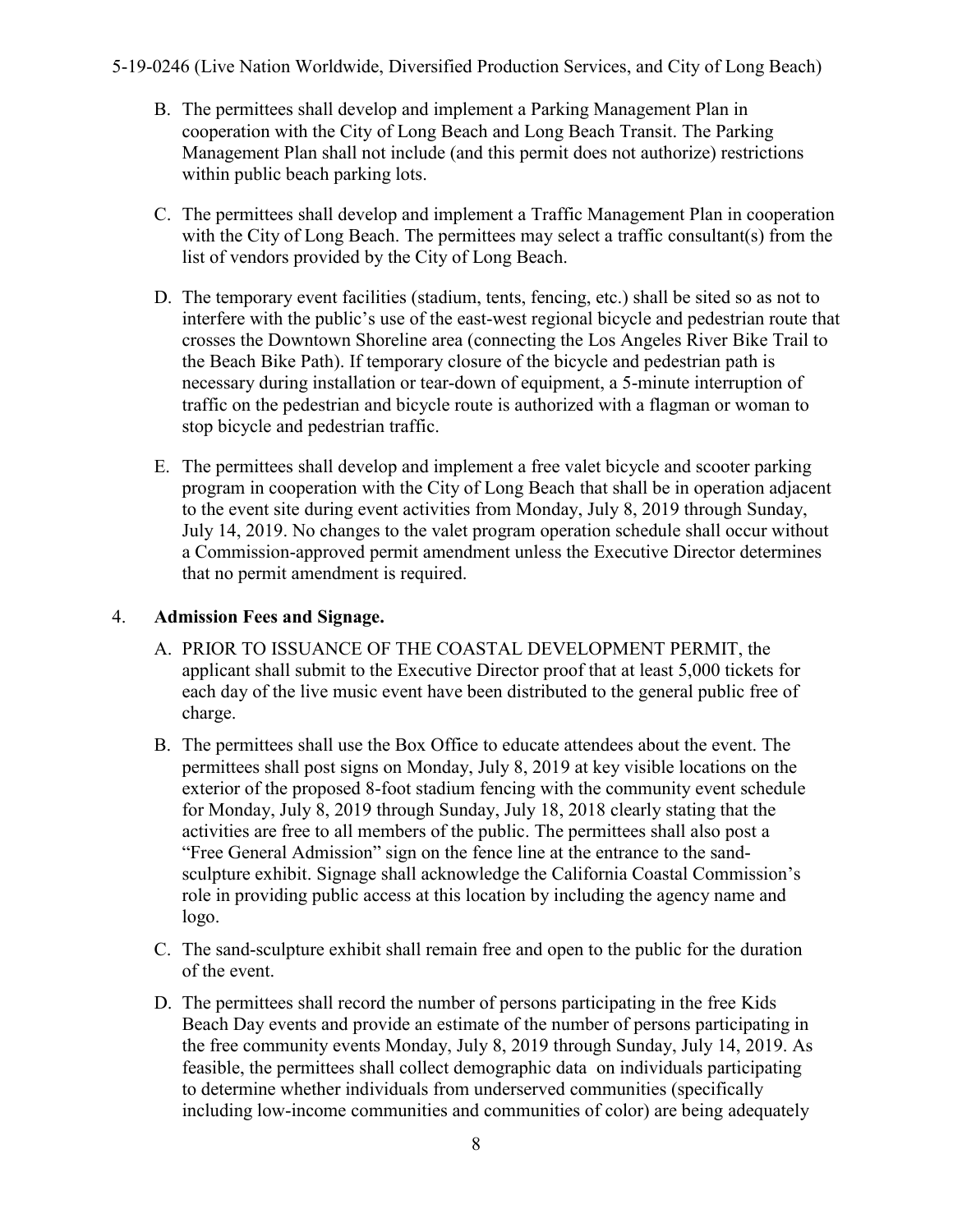B. The permittees shall develop and implement a Parking Management Plan in cooperation with the City of Long Beach and Long Beach Transit. The Parking Management Plan shall not include (and this permit does not authorize) restrictions within public beach parking lots.

C. The permittees shall develop and implement a Traffic Management Plan in cooperation with the City of Long Beach. The permittees may select a traffic consultant(s) from the list of vendors provided by the City of Long Beach.

D. The temporary event facilities (stadium, tents, fencing, etc.) shall be sited so as not to interfere with the public's use of the east-west regional bicycle and pedestrian route that crosses the Downtown Shoreline area (connecting the Los Angeles River Bike Trail to the Beach Bike Path). If temporary closure of the bicycle and pedestrian path is necessary during installation or tear-down of equipment, a 5-minute interruption of traffic on the pedestrian and bicycle route is authorized with a flagman or woman to stop bicycle and pedestrian traffic.

E. The permittees shall develop and implement a free valet bicycle and scooter parking program in cooperation with the City of Long Beach that shall be in operation adjacent to the event site during event activities from Monday, July 8, 2019 through Sunday, July 14, 2019. No changes to the valet program operation schedule shall occur without a Commission-approved permit amendment unless the Executive Director determines that no permit amendment is required.

4. **Admission Fees and Signage.**

A. PRIOR TO ISSUANCE OF THE COASTAL DEVELOPMENT PERMIT, the applicant shall submit to the Executive Director proof that at least 5,000 tickets for each day of the live music event have been distributed to the general public free of charge.

B. The permittees shall use the Box Office to educate attendees about the event. The permittees shall post signs on Monday, July 8, 2019 at key visible locations on the exterior of the proposed 8-foot stadium fencing with the community event schedule for Monday, July 8, 2019 through Sunday, July 18, 2018 clearly stating that the activities are free to all members of the public. The permittees shall also post a "Free General Admission" sign on the fence line at the entrance to the sand-sculpture exhibit. Signage shall acknowledge the California Coastal Commission's role in providing public access at this location by including the agency name and logo.

C. The sand-sculpture exhibit shall remain free and open to the public for the duration of the event.

D. The permittees shall record the number of persons participating in the free Kids Beach Day events and provide an estimate of the number of persons participating in the free community events Monday, July 8, 2019 through Sunday, July 14, 2019. As feasible, the permittees shall collect demographic data on individuals participating to determine whether individuals from underserved communities (specifically including low-income communities and communities of color) are being adequately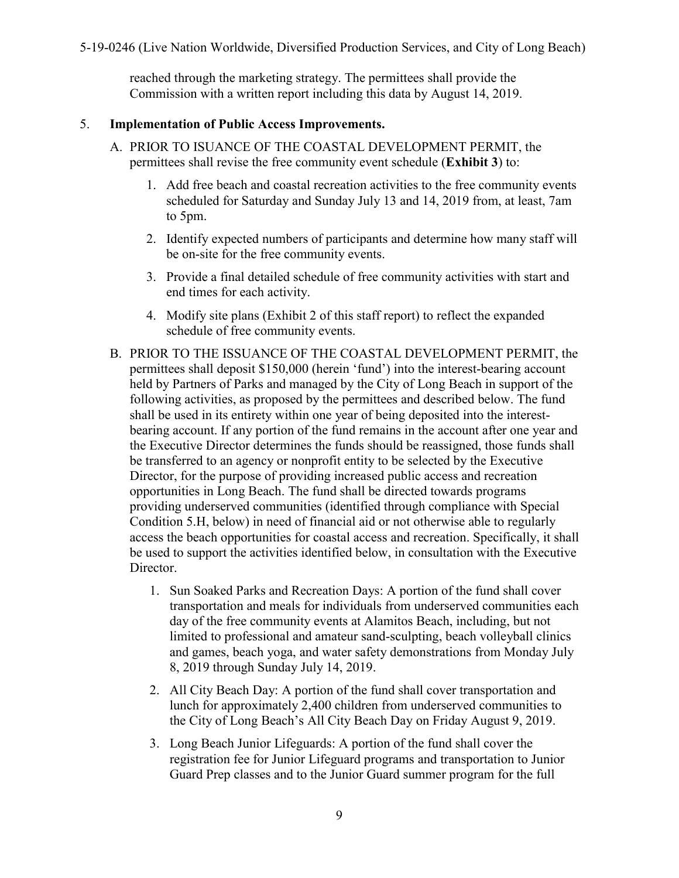reached through the marketing strategy. The permittees shall provide the Commission with a written report including this data by August 14, 2019.

5. **Implementation of Public Access Improvements.**

   A. PRIOR TO ISUANCE OF THE COASTAL DEVELOPMENT PERMIT, the permittees shall revise the free community event schedule (**Exhibit 3**) to:

      1. Add free beach and coastal recreation activities to the free community events scheduled for Saturday and Sunday July 13 and 14, 2019 from, at least, 7am to 5pm.

      2. Identify expected numbers of participants and determine how many staff will be on-site for the free community events.

      3. Provide a final detailed schedule of free community activities with start and end times for each activity.

      4. Modify site plans (Exhibit 2 of this staff report) to reflect the expanded schedule of free community events.

   B. PRIOR TO THE ISSUANCE OF THE COASTAL DEVELOPMENT PERMIT, the permittees shall deposit $150,000 (herein 'fund') into the interest-bearing account held by Partners of Parks and managed by the City of Long Beach in support of the following activities, as proposed by the permittees and described below. The fund shall be used in its entirety within one year of being deposited into the interest-bearing account. If any portion of the fund remains in the account after one year and the Executive Director determines the funds should be reassigned, those funds shall be transferred to an agency or nonprofit entity to be selected by the Executive Director, for the purpose of providing increased public access and recreation opportunities in Long Beach. The fund shall be directed towards programs providing underserved communities (identified through compliance with Special Condition 5.H, below) in need of financial aid or not otherwise able to regularly access the beach opportunities for coastal access and recreation. Specifically, it shall be used to support the activities identified below, in consultation with the Executive Director.

      1. Sun Soaked Parks and Recreation Days: A portion of the fund shall cover transportation and meals for individuals from underserved communities each day of the free community events at Alamitos Beach, including, but not limited to professional and amateur sand-sculpting, beach volleyball clinics and games, beach yoga, and water safety demonstrations from Monday July 8, 2019 through Sunday July 14, 2019.

      2. All City Beach Day: A portion of the fund shall cover transportation and lunch for approximately 2,400 children from underserved communities to the City of Long Beach's All City Beach Day on Friday August 9, 2019.

      3. Long Beach Junior Lifeguards: A portion of the fund shall cover the registration fee for Junior Lifeguard programs and transportation to Junior Guard Prep classes and to the Junior Guard summer program for the full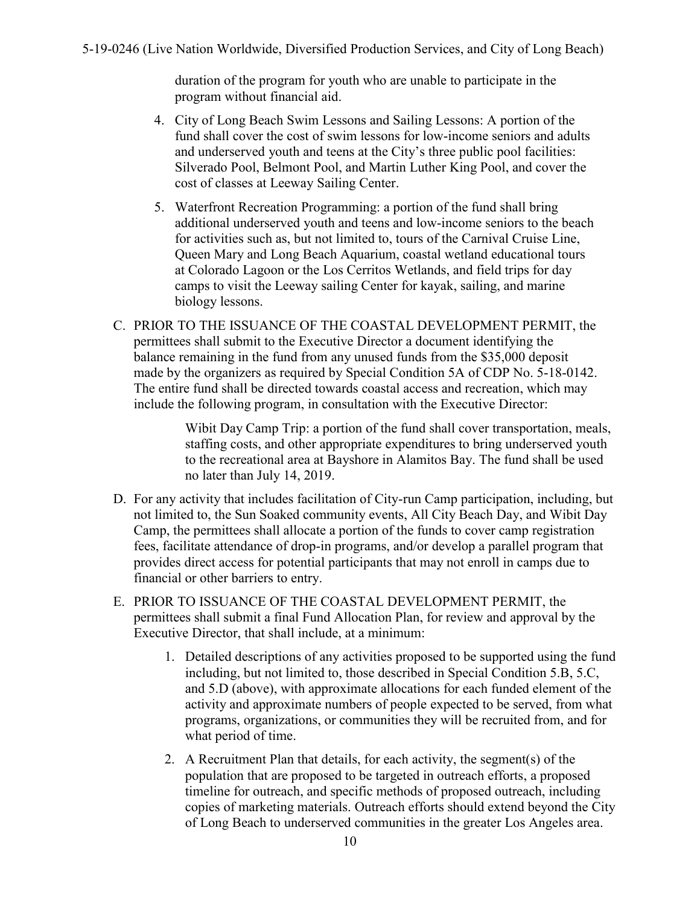duration of the program for youth who are unable to participate in the program without financial aid.

4. City of Long Beach Swim Lessons and Sailing Lessons: A portion of the fund shall cover the cost of swim lessons for low-income seniors and adults and underserved youth and teens at the City's three public pool facilities: Silverado Pool, Belmont Pool, and Martin Luther King Pool, and cover the cost of classes at Leeway Sailing Center.

5. Waterfront Recreation Programming: a portion of the fund shall bring additional underserved youth and teens and low-income seniors to the beach for activities such as, but not limited to, tours of the Carnival Cruise Line, Queen Mary and Long Beach Aquarium, coastal wetland educational tours at Colorado Lagoon or the Los Cerritos Wetlands, and field trips for day camps to visit the Leeway sailing Center for kayak, sailing, and marine biology lessons.

C. PRIOR TO THE ISSUANCE OF THE COASTAL DEVELOPMENT PERMIT, the permittees shall submit to the Executive Director a document identifying the balance remaining in the fund from any unused funds from the $35,000 deposit made by the organizers as required by Special Condition 5A of CDP No. 5-18-0142. The entire fund shall be directed towards coastal access and recreation, which may include the following program, in consultation with the Executive Director:

   Wibit Day Camp Trip: a portion of the fund shall cover transportation, meals, staffing costs, and other appropriate expenditures to bring underserved youth to the recreational area at Bayshore in Alamitos Bay. The fund shall be used no later than July 14, 2019.

D. For any activity that includes facilitation of City-run Camp participation, including, but not limited to, the Sun Soaked community events, All City Beach Day, and Wibit Day Camp, the permittees shall allocate a portion of the funds to cover camp registration fees, facilitate attendance of drop-in programs, and/or develop a parallel program that provides direct access for potential participants that may not enroll in camps due to financial or other barriers to entry.

E. PRIOR TO ISSUANCE OF THE COASTAL DEVELOPMENT PERMIT, the permittees shall submit a final Fund Allocation Plan, for review and approval by the Executive Director, that shall include, at a minimum:

   1. Detailed descriptions of any activities proposed to be supported using the fund including, but not limited to, those described in Special Condition 5.B, 5.C, and 5.D (above), with approximate allocations for each funded element of the activity and approximate numbers of people expected to be served, from what programs, organizations, or communities they will be recruited from, and for what period of time.

   2. A Recruitment Plan that details, for each activity, the segment(s) of the population that are proposed to be targeted in outreach efforts, a proposed timeline for outreach, and specific methods of proposed outreach, including copies of marketing materials. Outreach efforts should extend beyond the City of Long Beach to underserved communities in the greater Los Angeles area.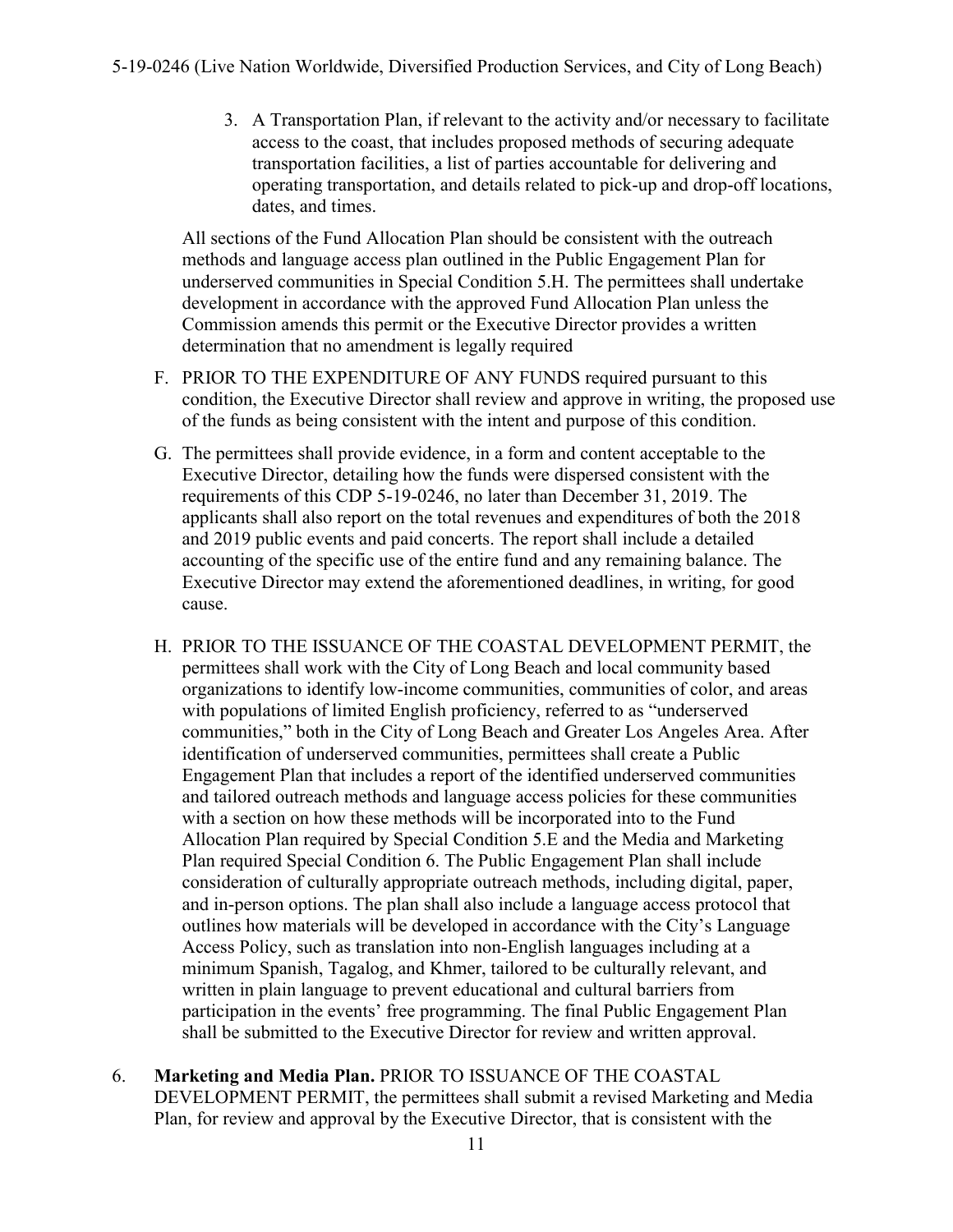3. A Transportation Plan, if relevant to the activity and/or necessary to facilitate access to the coast, that includes proposed methods of securing adequate transportation facilities, a list of parties accountable for delivering and operating transportation, and details related to pick-up and drop-off locations, dates, and times.

All sections of the Fund Allocation Plan should be consistent with the outreach methods and language access plan outlined in the Public Engagement Plan for underserved communities in Special Condition 5.H. The permittees shall undertake development in accordance with the approved Fund Allocation Plan unless the Commission amends this permit or the Executive Director provides a written determination that no amendment is legally required

F. PRIOR TO THE EXPENDITURE OF ANY FUNDS required pursuant to this condition, the Executive Director shall review and approve in writing, the proposed use of the funds as being consistent with the intent and purpose of this condition.

G. The permittees shall provide evidence, in a form and content acceptable to the Executive Director, detailing how the funds were dispersed consistent with the requirements of this CDP 5-19-0246, no later than December 31, 2019. The applicants shall also report on the total revenues and expenditures of both the 2018 and 2019 public events and paid concerts. The report shall include a detailed accounting of the specific use of the entire fund and any remaining balance. The Executive Director may extend the aforementioned deadlines, in writing, for good cause.

H. PRIOR TO THE ISSUANCE OF THE COASTAL DEVELOPMENT PERMIT, the permittees shall work with the City of Long Beach and local community based organizations to identify low-income communities, communities of color, and areas with populations of limited English proficiency, referred to as "underserved communities," both in the City of Long Beach and Greater Los Angeles Area. After identification of underserved communities, permittees shall create a Public Engagement Plan that includes a report of the identified underserved communities and tailored outreach methods and language access policies for these communities with a section on how these methods will be incorporated into to the Fund Allocation Plan required by Special Condition 5.E and the Media and Marketing Plan required Special Condition 6. The Public Engagement Plan shall include consideration of culturally appropriate outreach methods, including digital, paper, and in-person options. The plan shall also include a language access protocol that outlines how materials will be developed in accordance with the City's Language Access Policy, such as translation into non-English languages including at a minimum Spanish, Tagalog, and Khmer, tailored to be culturally relevant, and written in plain language to prevent educational and cultural barriers from participation in the events' free programming. The final Public Engagement Plan shall be submitted to the Executive Director for review and written approval.

6. **Marketing and Media Plan.** PRIOR TO ISSUANCE OF THE COASTAL DEVELOPMENT PERMIT, the permittees shall submit a revised Marketing and Media Plan, for review and approval by the Executive Director, that is consistent with the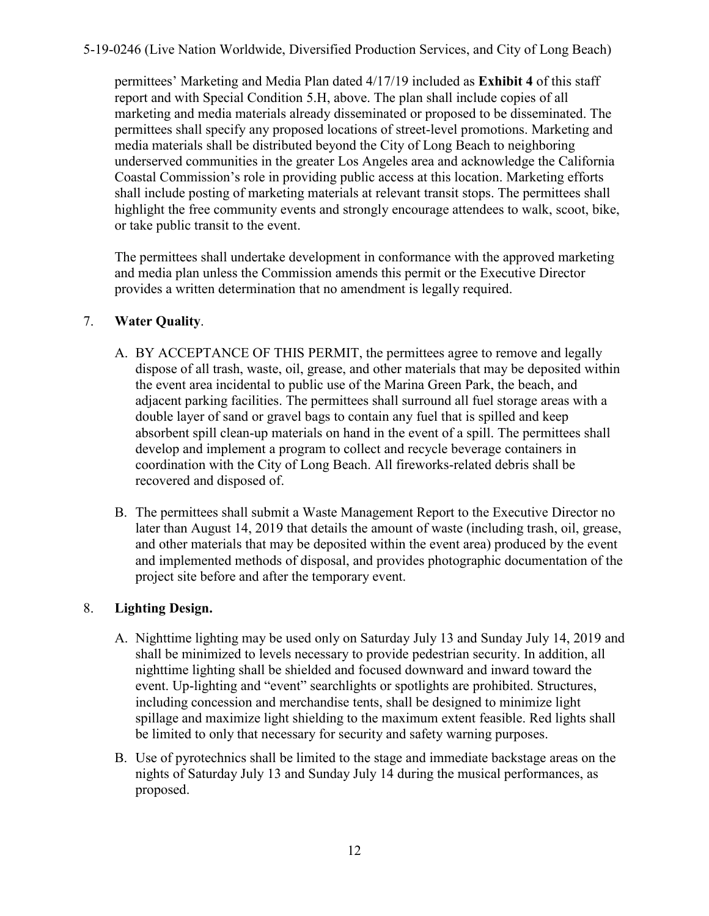permittees' Marketing and Media Plan dated 4/17/19 included as **Exhibit 4** of this staff report and with Special Condition 5.H, above. The plan shall include copies of all marketing and media materials already disseminated or proposed to be disseminated. The permittees shall specify any proposed locations of street-level promotions. Marketing and media materials shall be distributed beyond the City of Long Beach to neighboring underserved communities in the greater Los Angeles area and acknowledge the California Coastal Commission's role in providing public access at this location. Marketing efforts shall include posting of marketing materials at relevant transit stops. The permittees shall highlight the free community events and strongly encourage attendees to walk, scoot, bike, or take public transit to the event.

The permittees shall undertake development in conformance with the approved marketing and media plan unless the Commission amends this permit or the Executive Director provides a written determination that no amendment is legally required.

7. **Water Quality**.

   A. BY ACCEPTANCE OF THIS PERMIT, the permittees agree to remove and legally dispose of all trash, waste, oil, grease, and other materials that may be deposited within the event area incidental to public use of the Marina Green Park, the beach, and adjacent parking facilities. The permittees shall surround all fuel storage areas with a double layer of sand or gravel bags to contain any fuel that is spilled and keep absorbent spill clean-up materials on hand in the event of a spill. The permittees shall develop and implement a program to collect and recycle beverage containers in coordination with the City of Long Beach. All fireworks-related debris shall be recovered and disposed of.

   B. The permittees shall submit a Waste Management Report to the Executive Director no later than August 14, 2019 that details the amount of waste (including trash, oil, grease, and other materials that may be deposited within the event area) produced by the event and implemented methods of disposal, and provides photographic documentation of the project site before and after the temporary event.

8. **Lighting Design.**

   A. Nighttime lighting may be used only on Saturday July 13 and Sunday July 14, 2019 and shall be minimized to levels necessary to provide pedestrian security. In addition, all nighttime lighting shall be shielded and focused downward and inward toward the event. Up-lighting and "event" searchlights or spotlights are prohibited. Structures, including concession and merchandise tents, shall be designed to minimize light spillage and maximize light shielding to the maximum extent feasible. Red lights shall be limited to only that necessary for security and safety warning purposes.

   B. Use of pyrotechnics shall be limited to the stage and immediate backstage areas on the nights of Saturday July 13 and Sunday July 14 during the musical performances, as proposed.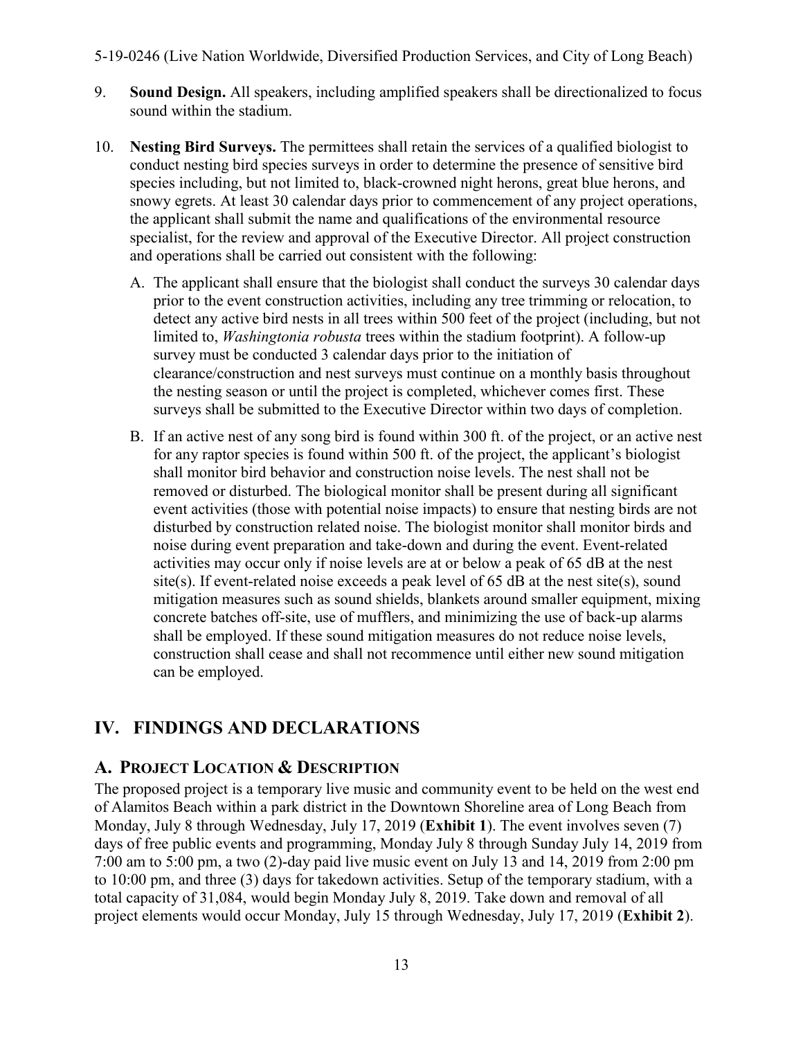9. **Sound Design.** All speakers, including amplified speakers shall be directionalized to focus sound within the stadium.

10. **Nesting Bird Surveys.** The permittees shall retain the services of a qualified biologist to conduct nesting bird species surveys in order to determine the presence of sensitive bird species including, but not limited to, black-crowned night herons, great blue herons, and snowy egrets. At least 30 calendar days prior to commencement of any project operations, the applicant shall submit the name and qualifications of the environmental resource specialist, for the review and approval of the Executive Director. All project construction and operations shall be carried out consistent with the following:

    A. The applicant shall ensure that the biologist shall conduct the surveys 30 calendar days prior to the event construction activities, including any tree trimming or relocation, to detect any active bird nests in all trees within 500 feet of the project (including, but not limited to, *Washingtonia robusta* trees within the stadium footprint). A follow-up survey must be conducted 3 calendar days prior to the initiation of clearance/construction and nest surveys must continue on a monthly basis throughout the nesting season or until the project is completed, whichever comes first. These surveys shall be submitted to the Executive Director within two days of completion.

    B. If an active nest of any song bird is found within 300 ft. of the project, or an active nest for any raptor species is found within 500 ft. of the project, the applicant's biologist shall monitor bird behavior and construction noise levels. The nest shall not be removed or disturbed. The biological monitor shall be present during all significant event activities (those with potential noise impacts) to ensure that nesting birds are not disturbed by construction related noise. The biologist monitor shall monitor birds and noise during event preparation and take-down and during the event. Event-related activities may occur only if noise levels are at or below a peak of 65 dB at the nest site(s). If event-related noise exceeds a peak level of 65 dB at the nest site(s), sound mitigation measures such as sound shields, blankets around smaller equipment, mixing concrete batches off-site, use of mufflers, and minimizing the use of back-up alarms shall be employed. If these sound mitigation measures do not reduce noise levels, construction shall cease and shall not recommence until either new sound mitigation can be employed.

# IV. FINDINGS AND DECLARATIONS

## A. PROJECT LOCATION & DESCRIPTION

The proposed project is a temporary live music and community event to be held on the west end of Alamitos Beach within a park district in the Downtown Shoreline area of Long Beach from Monday, July 8 through Wednesday, July 17, 2019 (**Exhibit 1**). The event involves seven (7) days of free public events and programming, Monday July 8 through Sunday July 14, 2019 from 7:00 am to 5:00 pm, a two (2)-day paid live music event on July 13 and 14, 2019 from 2:00 pm to 10:00 pm, and three (3) days for takedown activities. Setup of the temporary stadium, with a total capacity of 31,084, would begin Monday July 8, 2019. Take down and removal of all project elements would occur Monday, July 15 through Wednesday, July 17, 2019 (**Exhibit 2**).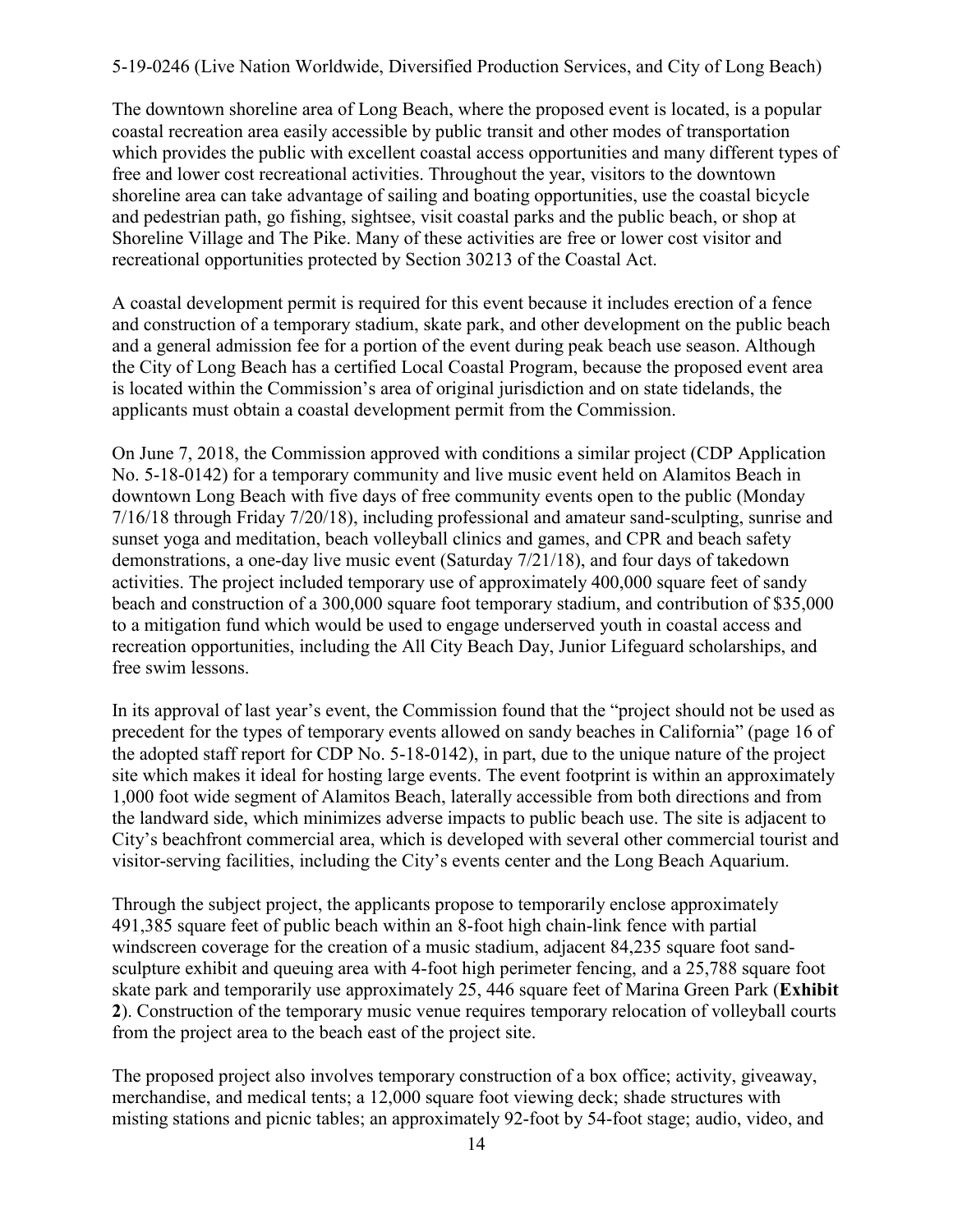The downtown shoreline area of Long Beach, where the proposed event is located, is a popular coastal recreation area easily accessible by public transit and other modes of transportation which provides the public with excellent coastal access opportunities and many different types of free and lower cost recreational activities. Throughout the year, visitors to the downtown shoreline area can take advantage of sailing and boating opportunities, use the coastal bicycle and pedestrian path, go fishing, sightsee, visit coastal parks and the public beach, or shop at Shoreline Village and The Pike. Many of these activities are free or lower cost visitor and recreational opportunities protected by Section 30213 of the Coastal Act.

A coastal development permit is required for this event because it includes erection of a fence and construction of a temporary stadium, skate park, and other development on the public beach and a general admission fee for a portion of the event during peak beach use season. Although the City of Long Beach has a certified Local Coastal Program, because the proposed event area is located within the Commission's area of original jurisdiction and on state tidelands, the applicants must obtain a coastal development permit from the Commission.

On June 7, 2018, the Commission approved with conditions a similar project (CDP Application No. 5-18-0142) for a temporary community and live music event held on Alamitos Beach in downtown Long Beach with five days of free community events open to the public (Monday 7/16/18 through Friday 7/20/18), including professional and amateur sand-sculpting, sunrise and sunset yoga and meditation, beach volleyball clinics and games, and CPR and beach safety demonstrations, a one-day live music event (Saturday 7/21/18), and four days of takedown activities. The project included temporary use of approximately 400,000 square feet of sandy beach and construction of a 300,000 square foot temporary stadium, and contribution of $35,000 to a mitigation fund which would be used to engage underserved youth in coastal access and recreation opportunities, including the All City Beach Day, Junior Lifeguard scholarships, and free swim lessons.

In its approval of last year's event, the Commission found that the "project should not be used as precedent for the types of temporary events allowed on sandy beaches in California" (page 16 of the adopted staff report for CDP No. 5-18-0142), in part, due to the unique nature of the project site which makes it ideal for hosting large events. The event footprint is within an approximately 1,000 foot wide segment of Alamitos Beach, laterally accessible from both directions and from the landward side, which minimizes adverse impacts to public beach use. The site is adjacent to City's beachfront commercial area, which is developed with several other commercial tourist and visitor-serving facilities, including the City's events center and the Long Beach Aquarium.

Through the subject project, the applicants propose to temporarily enclose approximately 491,385 square feet of public beach within an 8-foot high chain-link fence with partial windscreen coverage for the creation of a music stadium, adjacent 84,235 square foot sand-sculpture exhibit and queuing area with 4-foot high perimeter fencing, and a 25,788 square foot skate park and temporarily use approximately 25, 446 square feet of Marina Green Park (**Exhibit 2**). Construction of the temporary music venue requires temporary relocation of volleyball courts from the project area to the beach east of the project site.

The proposed project also involves temporary construction of a box office; activity, giveaway, merchandise, and medical tents; a 12,000 square foot viewing deck; shade structures with misting stations and picnic tables; an approximately 92-foot by 54-foot stage; audio, video, and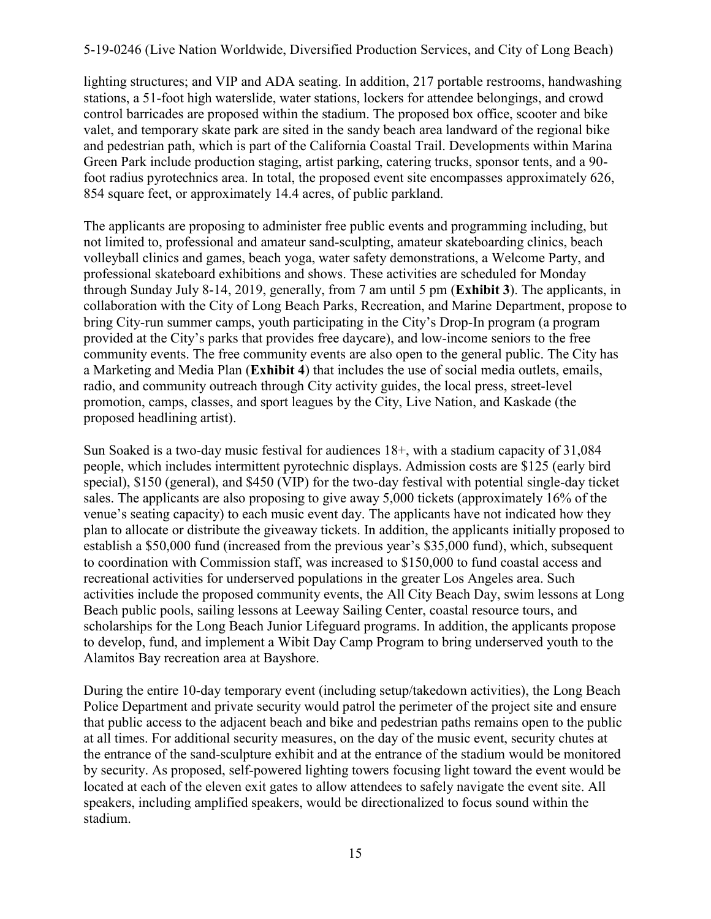lighting structures; and VIP and ADA seating. In addition, 217 portable restrooms, handwashing stations, a 51-foot high waterslide, water stations, lockers for attendee belongings, and crowd control barricades are proposed within the stadium. The proposed box office, scooter and bike valet, and temporary skate park are sited in the sandy beach area landward of the regional bike and pedestrian path, which is part of the California Coastal Trail. Developments within Marina Green Park include production staging, artist parking, catering trucks, sponsor tents, and a 90-foot radius pyrotechnics area. In total, the proposed event site encompasses approximately 626, 854 square feet, or approximately 14.4 acres, of public parkland.

The applicants are proposing to administer free public events and programming including, but not limited to, professional and amateur sand-sculpting, amateur skateboarding clinics, beach volleyball clinics and games, beach yoga, water safety demonstrations, a Welcome Party, and professional skateboard exhibitions and shows. These activities are scheduled for Monday through Sunday July 8-14, 2019, generally, from 7 am until 5 pm (**Exhibit 3**). The applicants, in collaboration with the City of Long Beach Parks, Recreation, and Marine Department, propose to bring City-run summer camps, youth participating in the City's Drop-In program (a program provided at the City's parks that provides free daycare), and low-income seniors to the free community events. The free community events are also open to the general public. The City has a Marketing and Media Plan (**Exhibit 4**) that includes the use of social media outlets, emails, radio, and community outreach through City activity guides, the local press, street-level promotion, camps, classes, and sport leagues by the City, Live Nation, and Kaskade (the proposed headlining artist).

Sun Soaked is a two-day music festival for audiences 18+, with a stadium capacity of 31,084 people, which includes intermittent pyrotechnic displays. Admission costs are $125 (early bird special), $150 (general), and $450 (VIP) for the two-day festival with potential single-day ticket sales. The applicants are also proposing to give away 5,000 tickets (approximately 16% of the venue's seating capacity) to each music event day. The applicants have not indicated how they plan to allocate or distribute the giveaway tickets. In addition, the applicants initially proposed to establish a $50,000 fund (increased from the previous year's $35,000 fund), which, subsequent to coordination with Commission staff, was increased to $150,000 to fund coastal access and recreational activities for underserved populations in the greater Los Angeles area. Such activities include the proposed community events, the All City Beach Day, swim lessons at Long Beach public pools, sailing lessons at Leeway Sailing Center, coastal resource tours, and scholarships for the Long Beach Junior Lifeguard programs. In addition, the applicants propose to develop, fund, and implement a Wibit Day Camp Program to bring underserved youth to the Alamitos Bay recreation area at Bayshore.

During the entire 10-day temporary event (including setup/takedown activities), the Long Beach Police Department and private security would patrol the perimeter of the project site and ensure that public access to the adjacent beach and bike and pedestrian paths remains open to the public at all times. For additional security measures, on the day of the music event, security chutes at the entrance of the sand-sculpture exhibit and at the entrance of the stadium would be monitored by security. As proposed, self-powered lighting towers focusing light toward the event would be located at each of the eleven exit gates to allow attendees to safely navigate the event site. All speakers, including amplified speakers, would be directionalized to focus sound within the stadium.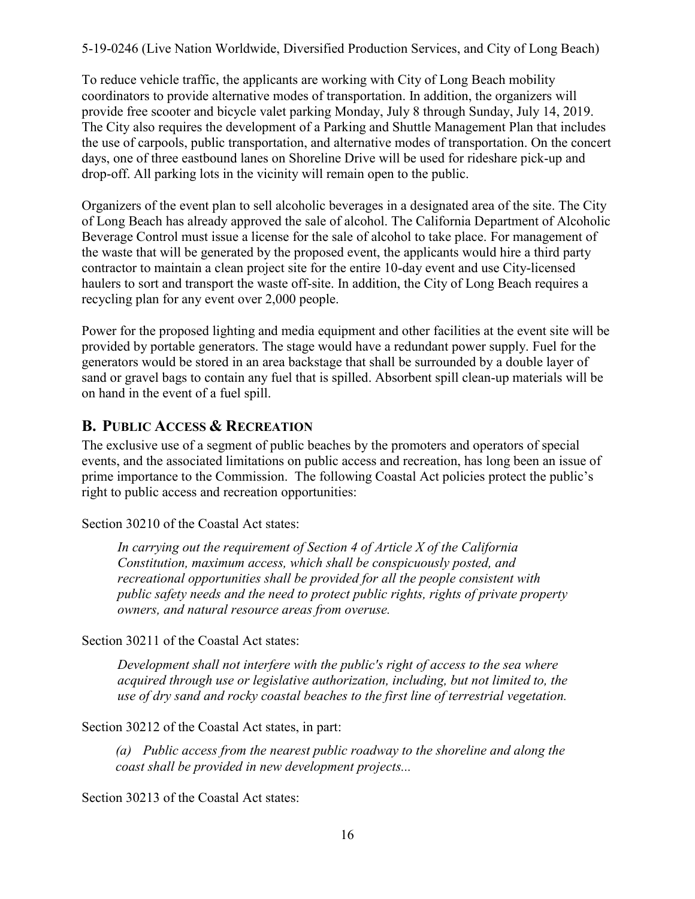To reduce vehicle traffic, the applicants are working with City of Long Beach mobility coordinators to provide alternative modes of transportation. In addition, the organizers will provide free scooter and bicycle valet parking Monday, July 8 through Sunday, July 14, 2019. The City also requires the development of a Parking and Shuttle Management Plan that includes the use of carpools, public transportation, and alternative modes of transportation. On the concert days, one of three eastbound lanes on Shoreline Drive will be used for rideshare pick-up and drop-off. All parking lots in the vicinity will remain open to the public.

Organizers of the event plan to sell alcoholic beverages in a designated area of the site. The City of Long Beach has already approved the sale of alcohol. The California Department of Alcoholic Beverage Control must issue a license for the sale of alcohol to take place. For management of the waste that will be generated by the proposed event, the applicants would hire a third party contractor to maintain a clean project site for the entire 10-day event and use City-licensed haulers to sort and transport the waste off-site. In addition, the City of Long Beach requires a recycling plan for any event over 2,000 people.

Power for the proposed lighting and media equipment and other facilities at the event site will be provided by portable generators. The stage would have a redundant power supply. Fuel for the generators would be stored in an area backstage that shall be surrounded by a double layer of sand or gravel bags to contain any fuel that is spilled. Absorbent spill clean-up materials will be on hand in the event of a fuel spill.

## B. Public Access & Recreation

The exclusive use of a segment of public beaches by the promoters and operators of special events, and the associated limitations on public access and recreation, has long been an issue of prime importance to the Commission. The following Coastal Act policies protect the public's right to public access and recreation opportunities:

Section 30210 of the Coastal Act states:

> *In carrying out the requirement of Section 4 of Article X of the California Constitution, maximum access, which shall be conspicuously posted, and recreational opportunities shall be provided for all the people consistent with public safety needs and the need to protect public rights, rights of private property owners, and natural resource areas from overuse.*

Section 30211 of the Coastal Act states:

> *Development shall not interfere with the public's right of access to the sea where acquired through use or legislative authorization, including, but not limited to, the use of dry sand and rocky coastal beaches to the first line of terrestrial vegetation.*

Section 30212 of the Coastal Act states, in part:

> *(a) Public access from the nearest public roadway to the shoreline and along the coast shall be provided in new development projects...*

Section 30213 of the Coastal Act states: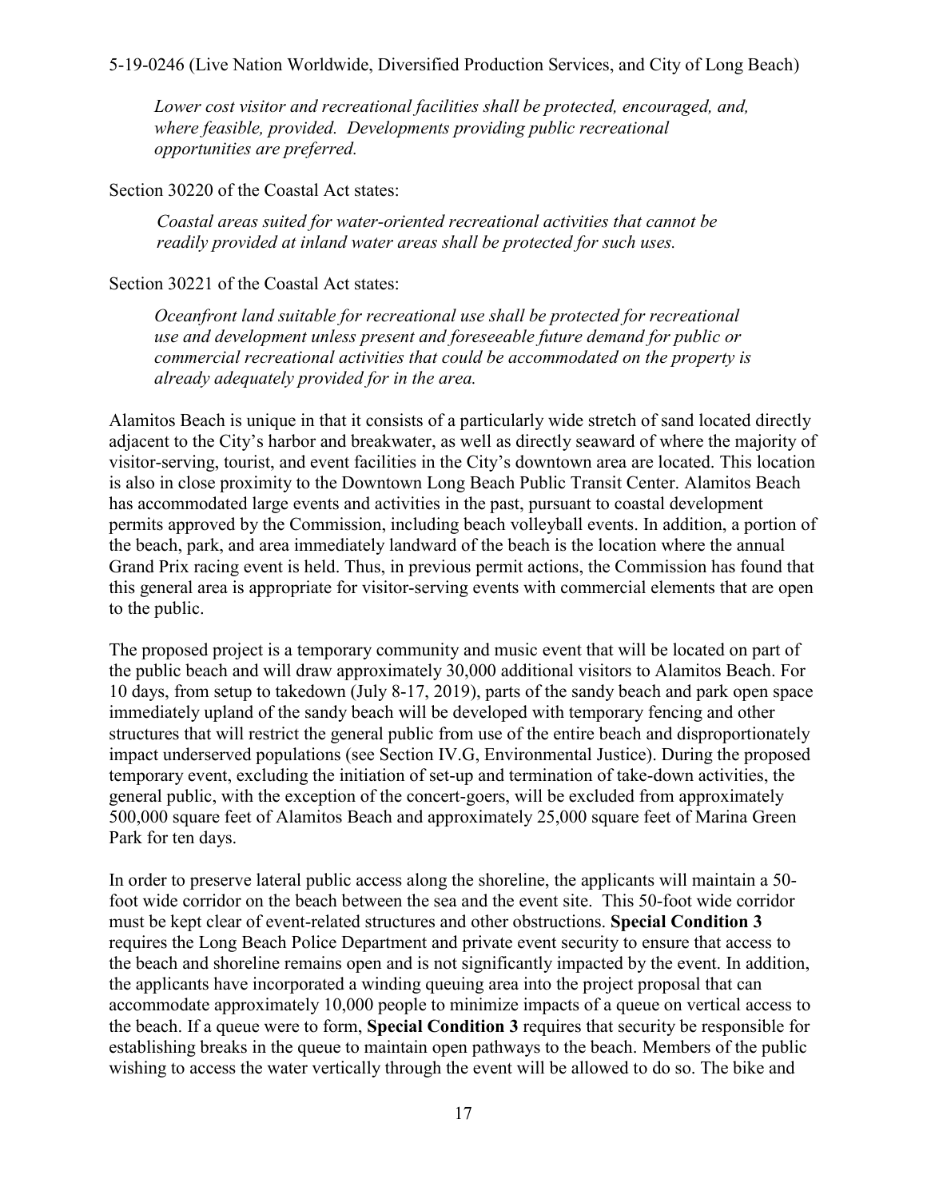*Lower cost visitor and recreational facilities shall be protected, encouraged, and, where feasible, provided. Developments providing public recreational opportunities are preferred.*

Section 30220 of the Coastal Act states:

*Coastal areas suited for water-oriented recreational activities that cannot be readily provided at inland water areas shall be protected for such uses.*

Section 30221 of the Coastal Act states:

*Oceanfront land suitable for recreational use shall be protected for recreational use and development unless present and foreseeable future demand for public or commercial recreational activities that could be accommodated on the property is already adequately provided for in the area.*

Alamitos Beach is unique in that it consists of a particularly wide stretch of sand located directly adjacent to the City's harbor and breakwater, as well as directly seaward of where the majority of visitor-serving, tourist, and event facilities in the City's downtown area are located. This location is also in close proximity to the Downtown Long Beach Public Transit Center. Alamitos Beach has accommodated large events and activities in the past, pursuant to coastal development permits approved by the Commission, including beach volleyball events. In addition, a portion of the beach, park, and area immediately landward of the beach is the location where the annual Grand Prix racing event is held. Thus, in previous permit actions, the Commission has found that this general area is appropriate for visitor-serving events with commercial elements that are open to the public.

The proposed project is a temporary community and music event that will be located on part of the public beach and will draw approximately 30,000 additional visitors to Alamitos Beach. For 10 days, from setup to takedown (July 8-17, 2019), parts of the sandy beach and park open space immediately upland of the sandy beach will be developed with temporary fencing and other structures that will restrict the general public from use of the entire beach and disproportionately impact underserved populations (see Section IV.G, Environmental Justice). During the proposed temporary event, excluding the initiation of set-up and termination of take-down activities, the general public, with the exception of the concert-goers, will be excluded from approximately 500,000 square feet of Alamitos Beach and approximately 25,000 square feet of Marina Green Park for ten days.

In order to preserve lateral public access along the shoreline, the applicants will maintain a 50-foot wide corridor on the beach between the sea and the event site. This 50-foot wide corridor must be kept clear of event-related structures and other obstructions. **Special Condition 3** requires the Long Beach Police Department and private event security to ensure that access to the beach and shoreline remains open and is not significantly impacted by the event. In addition, the applicants have incorporated a winding queuing area into the project proposal that can accommodate approximately 10,000 people to minimize impacts of a queue on vertical access to the beach. If a queue were to form, **Special Condition 3** requires that security be responsible for establishing breaks in the queue to maintain open pathways to the beach. Members of the public wishing to access the water vertically through the event will be allowed to do so. The bike and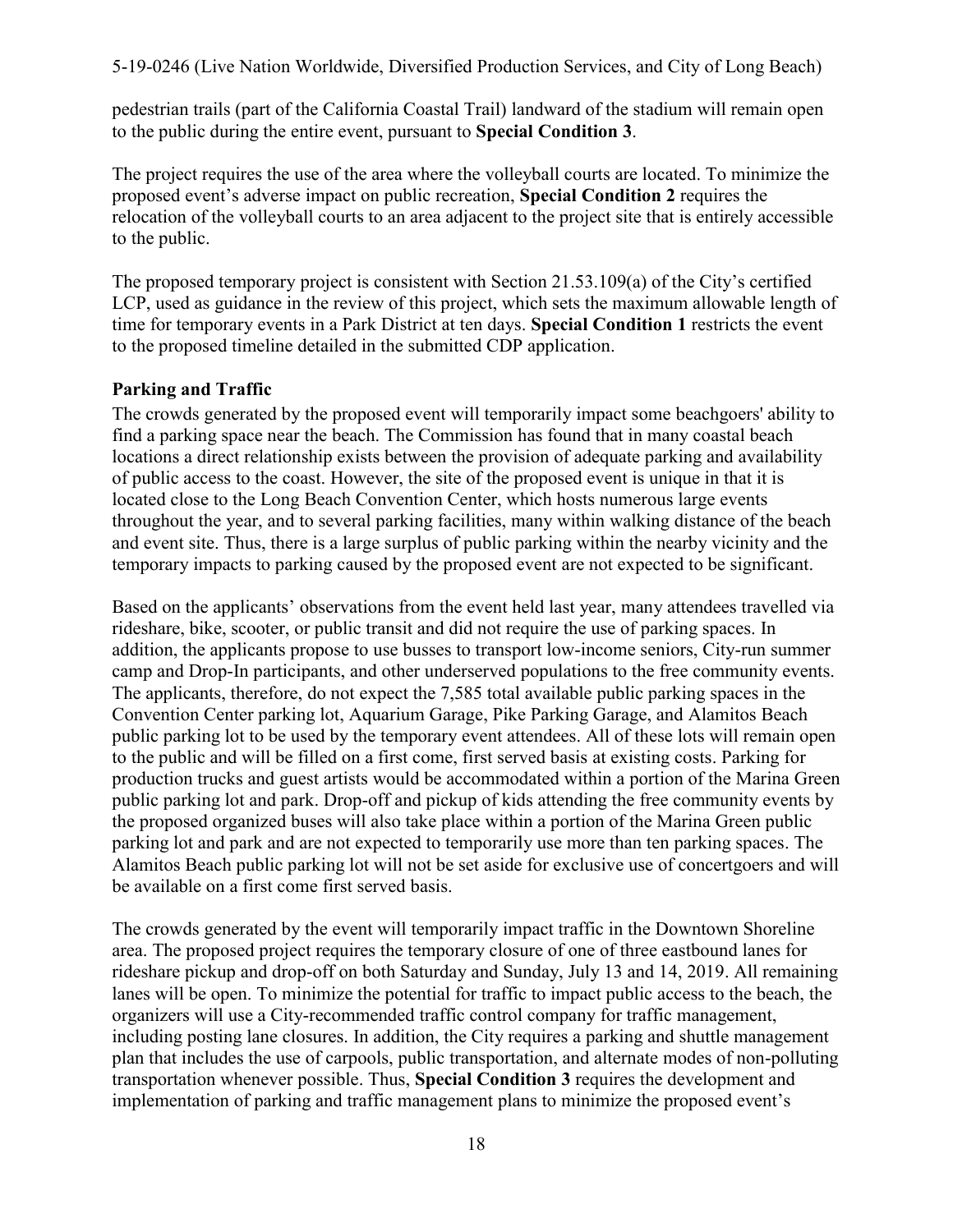pedestrian trails (part of the California Coastal Trail) landward of the stadium will remain open to the public during the entire event, pursuant to **Special Condition 3**.

The project requires the use of the area where the volleyball courts are located. To minimize the proposed event's adverse impact on public recreation, **Special Condition 2** requires the relocation of the volleyball courts to an area adjacent to the project site that is entirely accessible to the public.

The proposed temporary project is consistent with Section 21.53.109(a) of the City's certified LCP, used as guidance in the review of this project, which sets the maximum allowable length of time for temporary events in a Park District at ten days. **Special Condition 1** restricts the event to the proposed timeline detailed in the submitted CDP application.

**Parking and Traffic**

The crowds generated by the proposed event will temporarily impact some beachgoers' ability to find a parking space near the beach. The Commission has found that in many coastal beach locations a direct relationship exists between the provision of adequate parking and availability of public access to the coast. However, the site of the proposed event is unique in that it is located close to the Long Beach Convention Center, which hosts numerous large events throughout the year, and to several parking facilities, many within walking distance of the beach and event site. Thus, there is a large surplus of public parking within the nearby vicinity and the temporary impacts to parking caused by the proposed event are not expected to be significant.

Based on the applicants' observations from the event held last year, many attendees travelled via rideshare, bike, scooter, or public transit and did not require the use of parking spaces. In addition, the applicants propose to use busses to transport low-income seniors, City-run summer camp and Drop-In participants, and other underserved populations to the free community events. The applicants, therefore, do not expect the 7,585 total available public parking spaces in the Convention Center parking lot, Aquarium Garage, Pike Parking Garage, and Alamitos Beach public parking lot to be used by the temporary event attendees. All of these lots will remain open to the public and will be filled on a first come, first served basis at existing costs. Parking for production trucks and guest artists would be accommodated within a portion of the Marina Green public parking lot and park. Drop-off and pickup of kids attending the free community events by the proposed organized buses will also take place within a portion of the Marina Green public parking lot and park and are not expected to temporarily use more than ten parking spaces. The Alamitos Beach public parking lot will not be set aside for exclusive use of concertgoers and will be available on a first come first served basis.

The crowds generated by the event will temporarily impact traffic in the Downtown Shoreline area. The proposed project requires the temporary closure of one of three eastbound lanes for rideshare pickup and drop-off on both Saturday and Sunday, July 13 and 14, 2019. All remaining lanes will be open. To minimize the potential for traffic to impact public access to the beach, the organizers will use a City-recommended traffic control company for traffic management, including posting lane closures. In addition, the City requires a parking and shuttle management plan that includes the use of carpools, public transportation, and alternate modes of non-polluting transportation whenever possible. Thus, **Special Condition 3** requires the development and implementation of parking and traffic management plans to minimize the proposed event's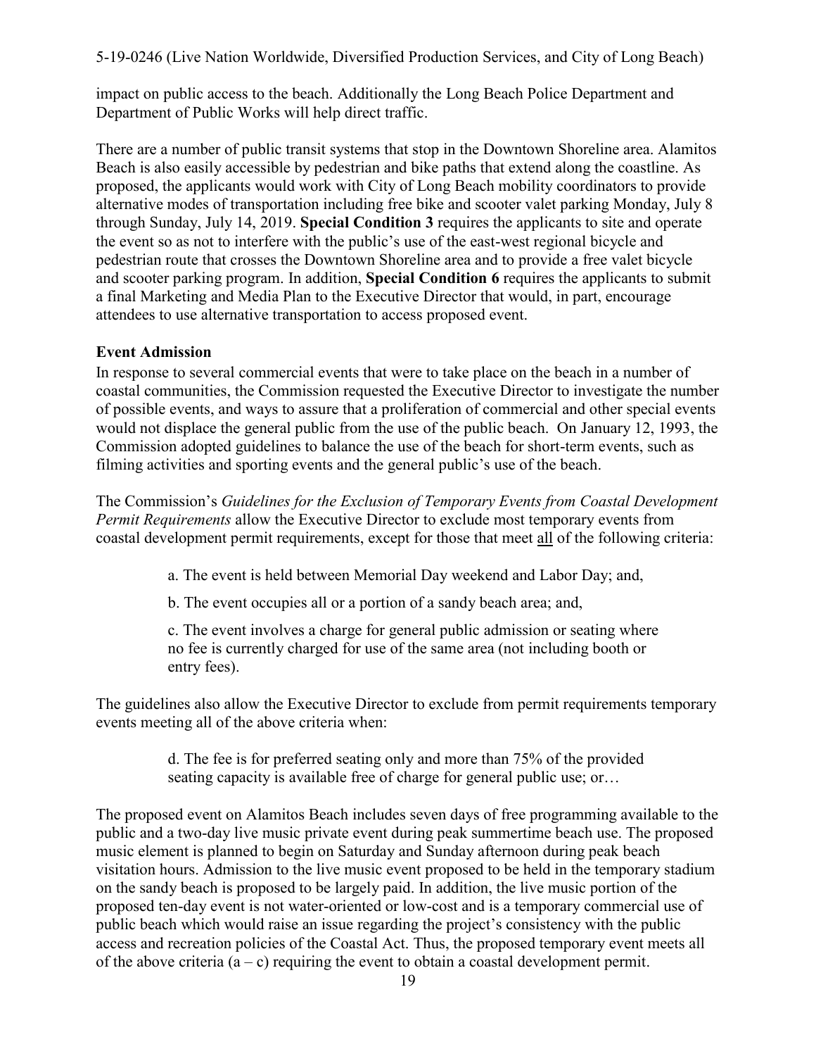impact on public access to the beach. Additionally the Long Beach Police Department and Department of Public Works will help direct traffic.

There are a number of public transit systems that stop in the Downtown Shoreline area. Alamitos Beach is also easily accessible by pedestrian and bike paths that extend along the coastline. As proposed, the applicants would work with City of Long Beach mobility coordinators to provide alternative modes of transportation including free bike and scooter valet parking Monday, July 8 through Sunday, July 14, 2019. **Special Condition 3** requires the applicants to site and operate the event so as not to interfere with the public's use of the east-west regional bicycle and pedestrian route that crosses the Downtown Shoreline area and to provide a free valet bicycle and scooter parking program. In addition, **Special Condition 6** requires the applicants to submit a final Marketing and Media Plan to the Executive Director that would, in part, encourage attendees to use alternative transportation to access proposed event.

**Event Admission**

In response to several commercial events that were to take place on the beach in a number of coastal communities, the Commission requested the Executive Director to investigate the number of possible events, and ways to assure that a proliferation of commercial and other special events would not displace the general public from the use of the public beach. On January 12, 1993, the Commission adopted guidelines to balance the use of the beach for short-term events, such as filming activities and sporting events and the general public's use of the beach.

The Commission's *Guidelines for the Exclusion of Temporary Events from Coastal Development Permit Requirements* allow the Executive Director to exclude most temporary events from coastal development permit requirements, except for those that meet <u>all</u> of the following criteria:

> a. The event is held between Memorial Day weekend and Labor Day; and,
>
> b. The event occupies all or a portion of a sandy beach area; and,
>
> c. The event involves a charge for general public admission or seating where no fee is currently charged for use of the same area (not including booth or entry fees).

The guidelines also allow the Executive Director to exclude from permit requirements temporary events meeting all of the above criteria when:

> d. The fee is for preferred seating only and more than 75% of the provided seating capacity is available free of charge for general public use; or…

The proposed event on Alamitos Beach includes seven days of free programming available to the public and a two-day live music private event during peak summertime beach use. The proposed music element is planned to begin on Saturday and Sunday afternoon during peak beach visitation hours. Admission to the live music event proposed to be held in the temporary stadium on the sandy beach is proposed to be largely paid. In addition, the live music portion of the proposed ten-day event is not water-oriented or low-cost and is a temporary commercial use of public beach which would raise an issue regarding the project's consistency with the public access and recreation policies of the Coastal Act. Thus, the proposed temporary event meets all of the above criteria (a – c) requiring the event to obtain a coastal development permit.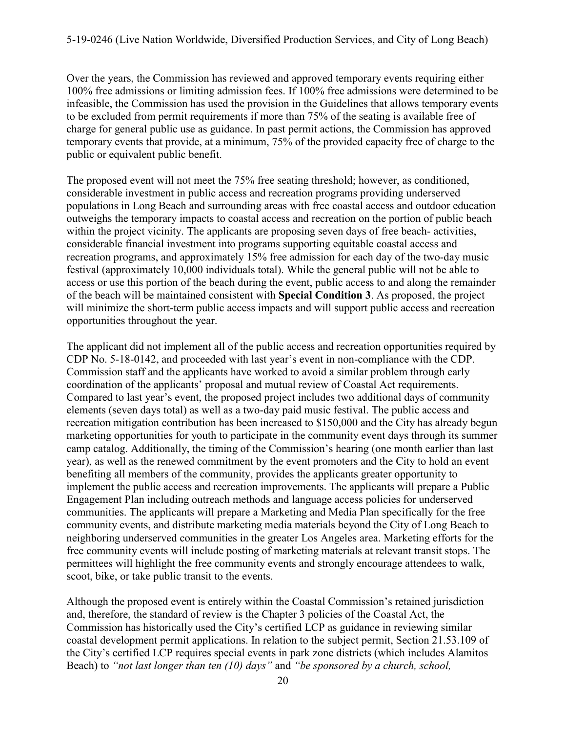Over the years, the Commission has reviewed and approved temporary events requiring either 100% free admissions or limiting admission fees. If 100% free admissions were determined to be infeasible, the Commission has used the provision in the Guidelines that allows temporary events to be excluded from permit requirements if more than 75% of the seating is available free of charge for general public use as guidance. In past permit actions, the Commission has approved temporary events that provide, at a minimum, 75% of the provided capacity free of charge to the public or equivalent public benefit.

The proposed event will not meet the 75% free seating threshold; however, as conditioned, considerable investment in public access and recreation programs providing underserved populations in Long Beach and surrounding areas with free coastal access and outdoor education outweighs the temporary impacts to coastal access and recreation on the portion of public beach within the project vicinity. The applicants are proposing seven days of free beach- activities, considerable financial investment into programs supporting equitable coastal access and recreation programs, and approximately 15% free admission for each day of the two-day music festival (approximately 10,000 individuals total). While the general public will not be able to access or use this portion of the beach during the event, public access to and along the remainder of the beach will be maintained consistent with **Special Condition 3**. As proposed, the project will minimize the short-term public access impacts and will support public access and recreation opportunities throughout the year.

The applicant did not implement all of the public access and recreation opportunities required by CDP No. 5-18-0142, and proceeded with last year's event in non-compliance with the CDP. Commission staff and the applicants have worked to avoid a similar problem through early coordination of the applicants' proposal and mutual review of Coastal Act requirements. Compared to last year's event, the proposed project includes two additional days of community elements (seven days total) as well as a two-day paid music festival. The public access and recreation mitigation contribution has been increased to $150,000 and the City has already begun marketing opportunities for youth to participate in the community event days through its summer camp catalog. Additionally, the timing of the Commission's hearing (one month earlier than last year), as well as the renewed commitment by the event promoters and the City to hold an event benefiting all members of the community, provides the applicants greater opportunity to implement the public access and recreation improvements. The applicants will prepare a Public Engagement Plan including outreach methods and language access policies for underserved communities. The applicants will prepare a Marketing and Media Plan specifically for the free community events, and distribute marketing media materials beyond the City of Long Beach to neighboring underserved communities in the greater Los Angeles area. Marketing efforts for the free community events will include posting of marketing materials at relevant transit stops. The permittees will highlight the free community events and strongly encourage attendees to walk, scoot, bike, or take public transit to the events.

Although the proposed event is entirely within the Coastal Commission's retained jurisdiction and, therefore, the standard of review is the Chapter 3 policies of the Coastal Act, the Commission has historically used the City's certified LCP as guidance in reviewing similar coastal development permit applications. In relation to the subject permit, Section 21.53.109 of the City's certified LCP requires special events in park zone districts (which includes Alamitos Beach) to *"not last longer than ten (10) days"* and *"be sponsored by a church, school,*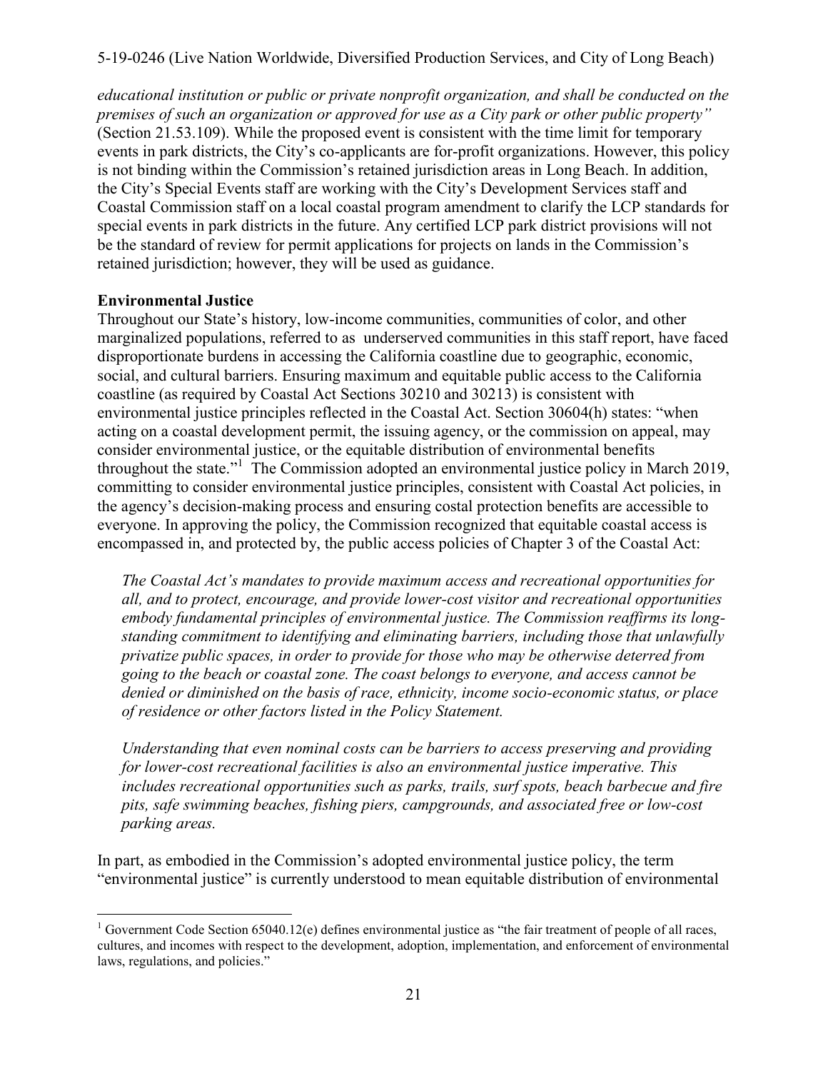*educational institution or public or private nonprofit organization, and shall be conducted on the premises of such an organization or approved for use as a City park or other public property"* (Section 21.53.109). While the proposed event is consistent with the time limit for temporary events in park districts, the City's co-applicants are for-profit organizations. However, this policy is not binding within the Commission's retained jurisdiction areas in Long Beach. In addition, the City's Special Events staff are working with the City's Development Services staff and Coastal Commission staff on a local coastal program amendment to clarify the LCP standards for special events in park districts in the future. Any certified LCP park district provisions will not be the standard of review for permit applications for projects on lands in the Commission's retained jurisdiction; however, they will be used as guidance.

**Environmental Justice**

Throughout our State's history, low-income communities, communities of color, and other marginalized populations, referred to as underserved communities in this staff report, have faced disproportionate burdens in accessing the California coastline due to geographic, economic, social, and cultural barriers. Ensuring maximum and equitable public access to the California coastline (as required by Coastal Act Sections 30210 and 30213) is consistent with environmental justice principles reflected in the Coastal Act. Section 30604(h) states: "when acting on a coastal development permit, the issuing agency, or the commission on appeal, may consider environmental justice, or the equitable distribution of environmental benefits throughout the state."[1] The Commission adopted an environmental justice policy in March 2019, committing to consider environmental justice principles, consistent with Coastal Act policies, in the agency's decision-making process and ensuring costal protection benefits are accessible to everyone. In approving the policy, the Commission recognized that equitable coastal access is encompassed in, and protected by, the public access policies of Chapter 3 of the Coastal Act:

> *The Coastal Act's mandates to provide maximum access and recreational opportunities for all, and to protect, encourage, and provide lower-cost visitor and recreational opportunities embody fundamental principles of environmental justice. The Commission reaffirms its long-standing commitment to identifying and eliminating barriers, including those that unlawfully privatize public spaces, in order to provide for those who may be otherwise deterred from going to the beach or coastal zone. The coast belongs to everyone, and access cannot be denied or diminished on the basis of race, ethnicity, income socio-economic status, or place of residence or other factors listed in the Policy Statement.*
>
> *Understanding that even nominal costs can be barriers to access preserving and providing for lower-cost recreational facilities is also an environmental justice imperative. This includes recreational opportunities such as parks, trails, surf spots, beach barbecue and fire pits, safe swimming beaches, fishing piers, campgrounds, and associated free or low-cost parking areas.*

In part, as embodied in the Commission's adopted environmental justice policy, the term "environmental justice" is currently understood to mean equitable distribution of environmental

[1] Government Code Section 65040.12(e) defines environmental justice as "the fair treatment of people of all races, cultures, and incomes with respect to the development, adoption, implementation, and enforcement of environmental laws, regulations, and policies."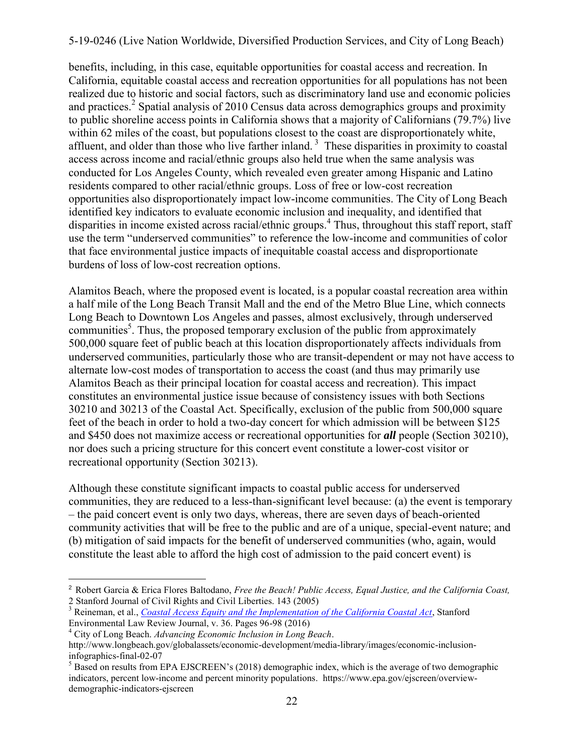benefits, including, in this case, equitable opportunities for coastal access and recreation. In California, equitable coastal access and recreation opportunities for all populations has not been realized due to historic and social factors, such as discriminatory land use and economic policies and practices.[2] Spatial analysis of 2010 Census data across demographics groups and proximity to public shoreline access points in California shows that a majority of Californians (79.7%) live within 62 miles of the coast, but populations closest to the coast are disproportionately white, affluent, and older than those who live farther inland.[3] These disparities in proximity to coastal access across income and racial/ethnic groups also held true when the same analysis was conducted for Los Angeles County, which revealed even greater among Hispanic and Latino residents compared to other racial/ethnic groups. Loss of free or low-cost recreation opportunities also disproportionately impact low-income communities. The City of Long Beach identified key indicators to evaluate economic inclusion and inequality, and identified that disparities in income existed across racial/ethnic groups.[4] Thus, throughout this staff report, staff use the term "underserved communities" to reference the low-income and communities of color that face environmental justice impacts of inequitable coastal access and disproportionate burdens of loss of low-cost recreation options.

Alamitos Beach, where the proposed event is located, is a popular coastal recreation area within a half mile of the Long Beach Transit Mall and the end of the Metro Blue Line, which connects Long Beach to Downtown Los Angeles and passes, almost exclusively, through underserved communities[5]. Thus, the proposed temporary exclusion of the public from approximately 500,000 square feet of public beach at this location disproportionately affects individuals from underserved communities, particularly those who are transit-dependent or may not have access to alternate low-cost modes of transportation to access the coast (and thus may primarily use Alamitos Beach as their principal location for coastal access and recreation). This impact constitutes an environmental justice issue because of consistency issues with both Sections 30210 and 30213 of the Coastal Act. Specifically, exclusion of the public from 500,000 square feet of the beach in order to hold a two-day concert for which admission will be between $125 and $450 does not maximize access or recreational opportunities for ***all*** people (Section 30210), nor does such a pricing structure for this concert event constitute a lower-cost visitor or recreational opportunity (Section 30213).

Although these constitute significant impacts to coastal public access for underserved communities, they are reduced to a less-than-significant level because: (a) the event is temporary – the paid concert event is only two days, whereas, there are seven days of beach-oriented community activities that will be free to the public and are of a unique, special-event nature; and (b) mitigation of said impacts for the benefit of underserved communities (who, again, would constitute the least able to afford the high cost of admission to the paid concert event) is

---

[2] Robert Garcia & Erica Flores Baltodano, *Free the Beach! Public Access, Equal Justice, and the California Coast,* 2 Stanford Journal of Civil Rights and Civil Liberties. 143 (2005)

[3] Reineman, et al., *Coastal Access Equity and the Implementation of the California Coastal Act*, Stanford Environmental Law Review Journal, v. 36. Pages 96-98 (2016)

[4] City of Long Beach. *Advancing Economic Inclusion in Long Beach*. http://www.longbeach.gov/globalassets/economic-development/media-library/images/economic-inclusion-infographics-final-02-07

[5] Based on results from EPA EJSCREEN's (2018) demographic index, which is the average of two demographic indicators, percent low-income and percent minority populations. https://www.epa.gov/ejscreen/overview-demographic-indicators-ejscreen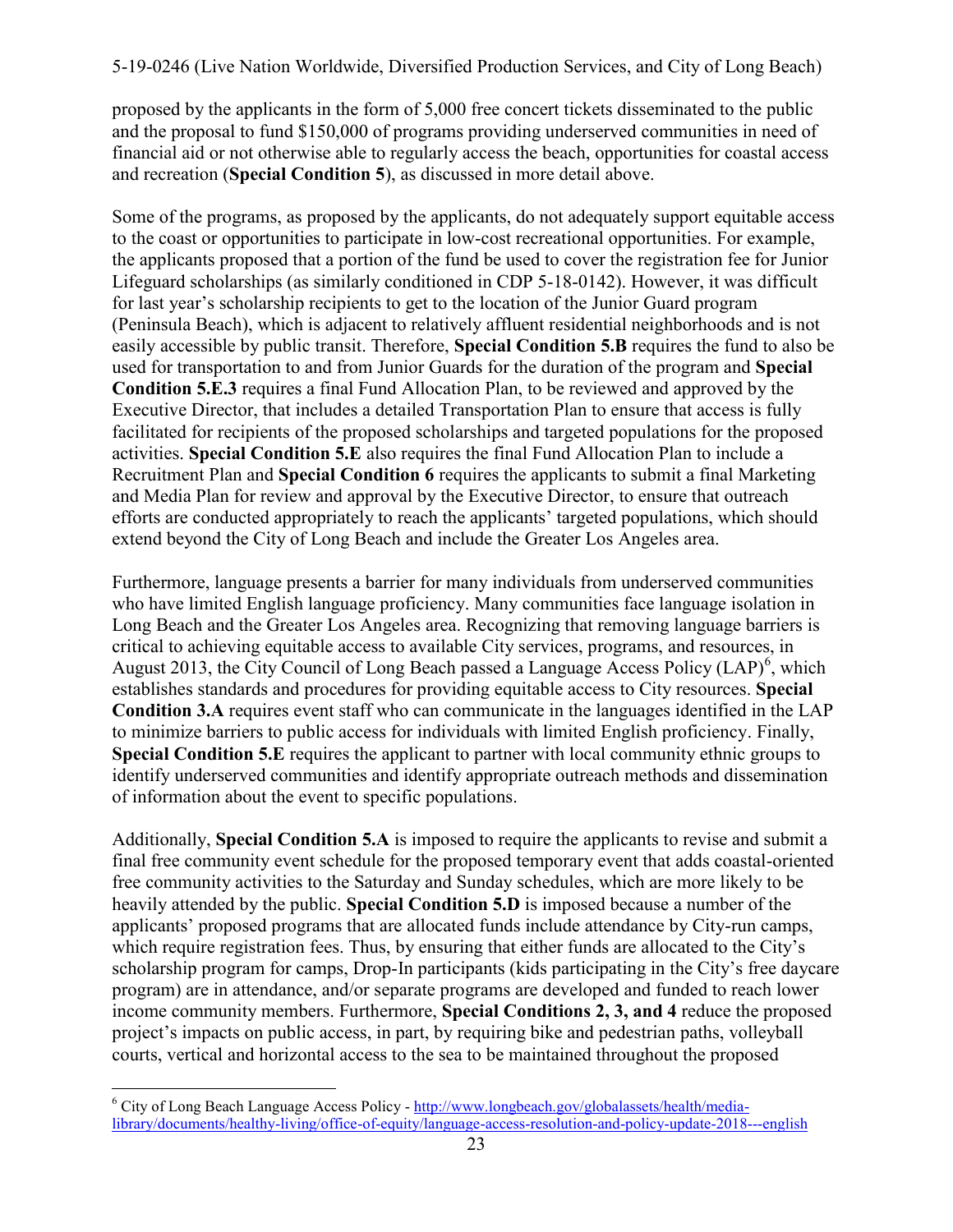proposed by the applicants in the form of 5,000 free concert tickets disseminated to the public and the proposal to fund $150,000 of programs providing underserved communities in need of financial aid or not otherwise able to regularly access the beach, opportunities for coastal access and recreation (**Special Condition 5**), as discussed in more detail above.

Some of the programs, as proposed by the applicants, do not adequately support equitable access to the coast or opportunities to participate in low-cost recreational opportunities. For example, the applicants proposed that a portion of the fund be used to cover the registration fee for Junior Lifeguard scholarships (as similarly conditioned in CDP 5-18-0142). However, it was difficult for last year's scholarship recipients to get to the location of the Junior Guard program (Peninsula Beach), which is adjacent to relatively affluent residential neighborhoods and is not easily accessible by public transit. Therefore, **Special Condition 5.B** requires the fund to also be used for transportation to and from Junior Guards for the duration of the program and **Special Condition 5.E.3** requires a final Fund Allocation Plan, to be reviewed and approved by the Executive Director, that includes a detailed Transportation Plan to ensure that access is fully facilitated for recipients of the proposed scholarships and targeted populations for the proposed activities. **Special Condition 5.E** also requires the final Fund Allocation Plan to include a Recruitment Plan and **Special Condition 6** requires the applicants to submit a final Marketing and Media Plan for review and approval by the Executive Director, to ensure that outreach efforts are conducted appropriately to reach the applicants' targeted populations, which should extend beyond the City of Long Beach and include the Greater Los Angeles area.

Furthermore, language presents a barrier for many individuals from underserved communities who have limited English language proficiency. Many communities face language isolation in Long Beach and the Greater Los Angeles area. Recognizing that removing language barriers is critical to achieving equitable access to available City services, programs, and resources, in August 2013, the City Council of Long Beach passed a Language Access Policy (LAP)[6], which establishes standards and procedures for providing equitable access to City resources. **Special Condition 3.A** requires event staff who can communicate in the languages identified in the LAP to minimize barriers to public access for individuals with limited English proficiency. Finally, **Special Condition 5.E** requires the applicant to partner with local community ethnic groups to identify underserved communities and identify appropriate outreach methods and dissemination of information about the event to specific populations.

Additionally, **Special Condition 5.A** is imposed to require the applicants to revise and submit a final free community event schedule for the proposed temporary event that adds coastal-oriented free community activities to the Saturday and Sunday schedules, which are more likely to be heavily attended by the public. **Special Condition 5.D** is imposed because a number of the applicants' proposed programs that are allocated funds include attendance by City-run camps, which require registration fees. Thus, by ensuring that either funds are allocated to the City's scholarship program for camps, Drop-In participants (kids participating in the City's free daycare program) are in attendance, and/or separate programs are developed and funded to reach lower income community members. Furthermore, **Special Conditions 2, 3, and 4** reduce the proposed project's impacts on public access, in part, by requiring bike and pedestrian paths, volleyball courts, vertical and horizontal access to the sea to be maintained throughout the proposed

[6] City of Long Beach Language Access Policy - http://www.longbeach.gov/globalassets/health/media-library/documents/healthy-living/office-of-equity/language-access-resolution-and-policy-update-2018---english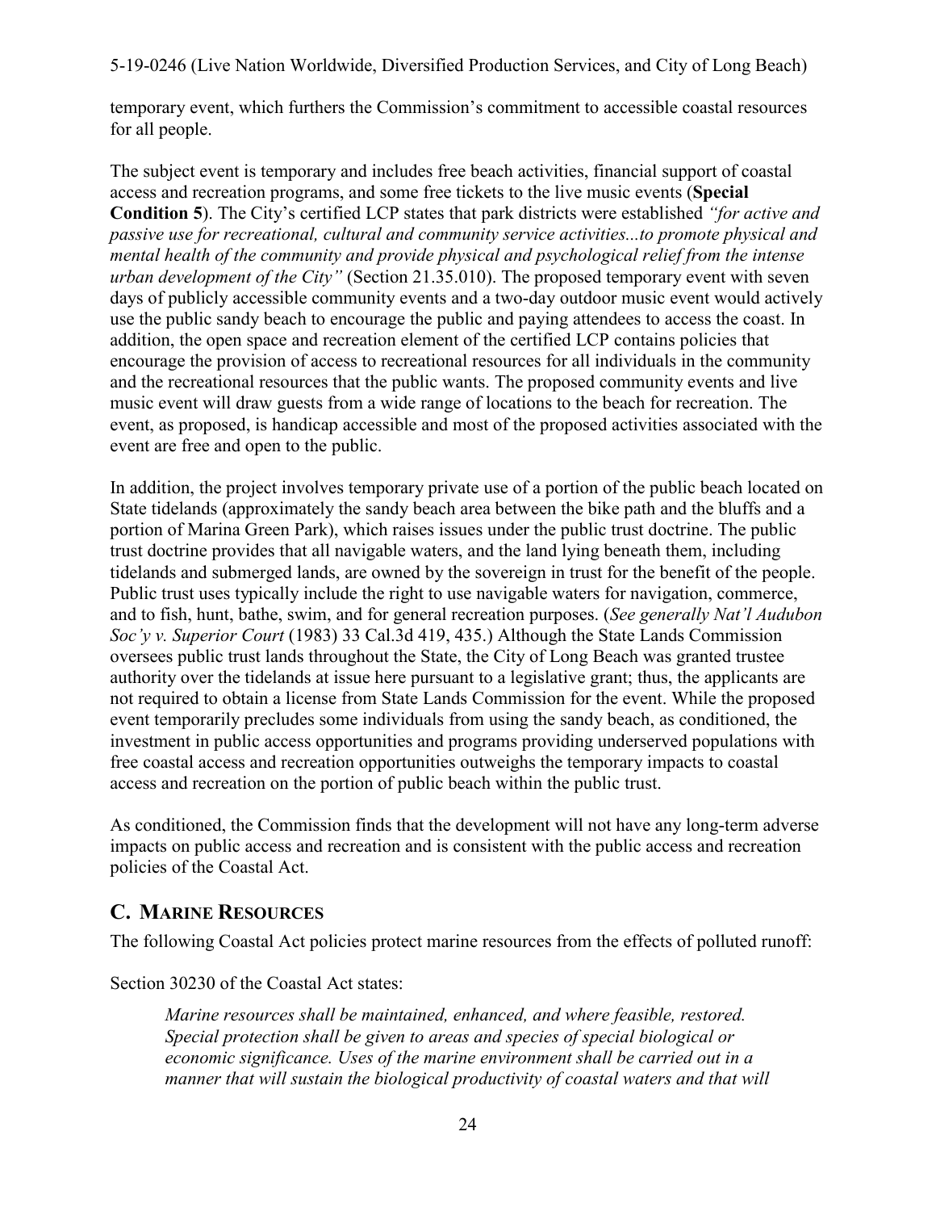temporary event, which furthers the Commission's commitment to accessible coastal resources for all people.

The subject event is temporary and includes free beach activities, financial support of coastal access and recreation programs, and some free tickets to the live music events (**Special Condition 5**). The City's certified LCP states that park districts were established *"for active and passive use for recreational, cultural and community service activities...to promote physical and mental health of the community and provide physical and psychological relief from the intense urban development of the City"* (Section 21.35.010). The proposed temporary event with seven days of publicly accessible community events and a two-day outdoor music event would actively use the public sandy beach to encourage the public and paying attendees to access the coast. In addition, the open space and recreation element of the certified LCP contains policies that encourage the provision of access to recreational resources for all individuals in the community and the recreational resources that the public wants. The proposed community events and live music event will draw guests from a wide range of locations to the beach for recreation. The event, as proposed, is handicap accessible and most of the proposed activities associated with the event are free and open to the public.

In addition, the project involves temporary private use of a portion of the public beach located on State tidelands (approximately the sandy beach area between the bike path and the bluffs and a portion of Marina Green Park), which raises issues under the public trust doctrine. The public trust doctrine provides that all navigable waters, and the land lying beneath them, including tidelands and submerged lands, are owned by the sovereign in trust for the benefit of the people. Public trust uses typically include the right to use navigable waters for navigation, commerce, and to fish, hunt, bathe, swim, and for general recreation purposes. (*See generally Nat'l Audubon Soc'y v. Superior Court* (1983) 33 Cal.3d 419, 435.) Although the State Lands Commission oversees public trust lands throughout the State, the City of Long Beach was granted trustee authority over the tidelands at issue here pursuant to a legislative grant; thus, the applicants are not required to obtain a license from State Lands Commission for the event. While the proposed event temporarily precludes some individuals from using the sandy beach, as conditioned, the investment in public access opportunities and programs providing underserved populations with free coastal access and recreation opportunities outweighs the temporary impacts to coastal access and recreation on the portion of public beach within the public trust.

As conditioned, the Commission finds that the development will not have any long-term adverse impacts on public access and recreation and is consistent with the public access and recreation policies of the Coastal Act.

## C. Marine Resources

The following Coastal Act policies protect marine resources from the effects of polluted runoff:

Section 30230 of the Coastal Act states:

> *Marine resources shall be maintained, enhanced, and where feasible, restored. Special protection shall be given to areas and species of special biological or economic significance. Uses of the marine environment shall be carried out in a manner that will sustain the biological productivity of coastal waters and that will*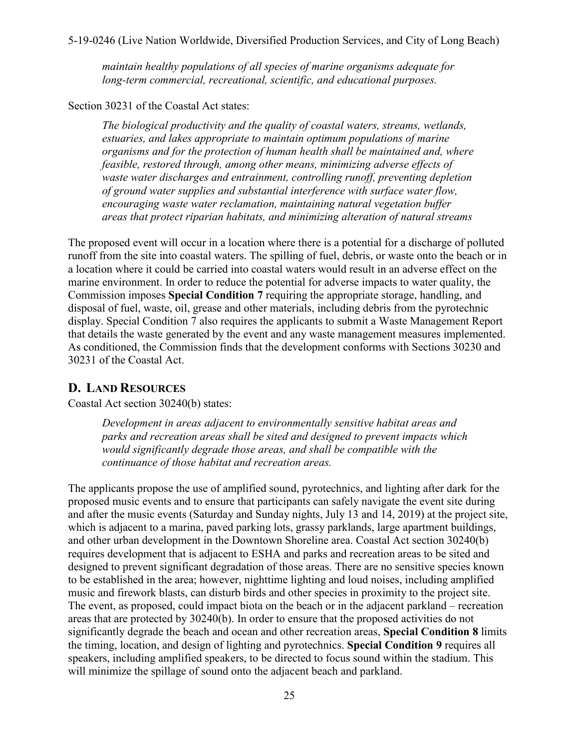*maintain healthy populations of all species of marine organisms adequate for long-term commercial, recreational, scientific, and educational purposes.*

Section 30231 of the Coastal Act states:

> *The biological productivity and the quality of coastal waters, streams, wetlands, estuaries, and lakes appropriate to maintain optimum populations of marine organisms and for the protection of human health shall be maintained and, where feasible, restored through, among other means, minimizing adverse effects of waste water discharges and entrainment, controlling runoff, preventing depletion of ground water supplies and substantial interference with surface water flow, encouraging waste water reclamation, maintaining natural vegetation buffer areas that protect riparian habitats, and minimizing alteration of natural streams*

The proposed event will occur in a location where there is a potential for a discharge of polluted runoff from the site into coastal waters. The spilling of fuel, debris, or waste onto the beach or in a location where it could be carried into coastal waters would result in an adverse effect on the marine environment. In order to reduce the potential for adverse impacts to water quality, the Commission imposes **Special Condition 7** requiring the appropriate storage, handling, and disposal of fuel, waste, oil, grease and other materials, including debris from the pyrotechnic display. Special Condition 7 also requires the applicants to submit a Waste Management Report that details the waste generated by the event and any waste management measures implemented. As conditioned, the Commission finds that the development conforms with Sections 30230 and 30231 of the Coastal Act.

## D. LAND RESOURCES

Coastal Act section 30240(b) states:

> *Development in areas adjacent to environmentally sensitive habitat areas and parks and recreation areas shall be sited and designed to prevent impacts which would significantly degrade those areas, and shall be compatible with the continuance of those habitat and recreation areas.*

The applicants propose the use of amplified sound, pyrotechnics, and lighting after dark for the proposed music events and to ensure that participants can safely navigate the event site during and after the music events (Saturday and Sunday nights, July 13 and 14, 2019) at the project site, which is adjacent to a marina, paved parking lots, grassy parklands, large apartment buildings, and other urban development in the Downtown Shoreline area. Coastal Act section 30240(b) requires development that is adjacent to ESHA and parks and recreation areas to be sited and designed to prevent significant degradation of those areas. There are no sensitive species known to be established in the area; however, nighttime lighting and loud noises, including amplified music and firework blasts, can disturb birds and other species in proximity to the project site. The event, as proposed, could impact biota on the beach or in the adjacent parkland – recreation areas that are protected by 30240(b). In order to ensure that the proposed activities do not significantly degrade the beach and ocean and other recreation areas, **Special Condition 8** limits the timing, location, and design of lighting and pyrotechnics. **Special Condition 9** requires all speakers, including amplified speakers, to be directed to focus sound within the stadium. This will minimize the spillage of sound onto the adjacent beach and parkland.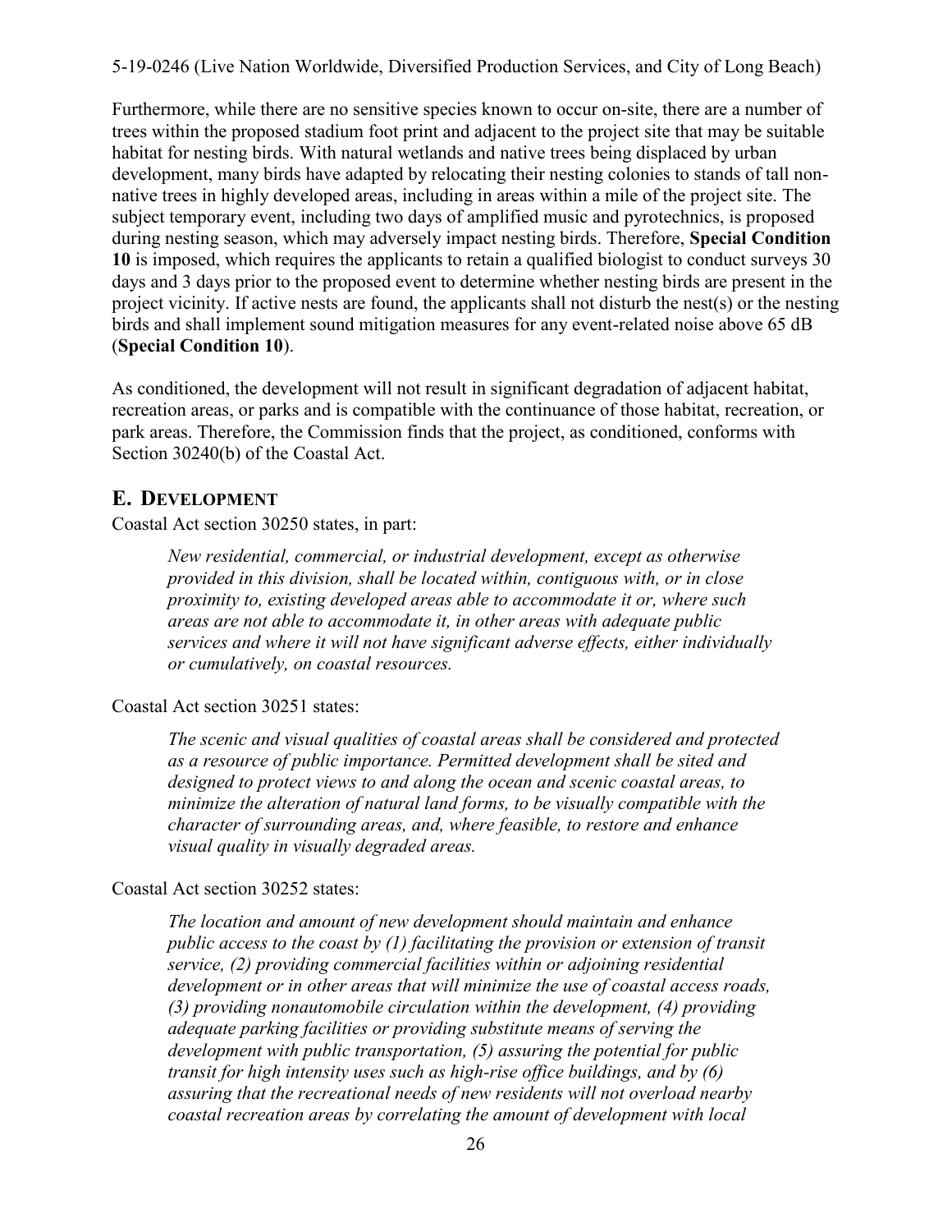Furthermore, while there are no sensitive species known to occur on-site, there are a number of trees within the proposed stadium foot print and adjacent to the project site that may be suitable habitat for nesting birds. With natural wetlands and native trees being displaced by urban development, many birds have adapted by relocating their nesting colonies to stands of tall non-native trees in highly developed areas, including in areas within a mile of the project site. The subject temporary event, including two days of amplified music and pyrotechnics, is proposed during nesting season, which may adversely impact nesting birds. Therefore, **Special Condition 10** is imposed, which requires the applicants to retain a qualified biologist to conduct surveys 30 days and 3 days prior to the proposed event to determine whether nesting birds are present in the project vicinity. If active nests are found, the applicants shall not disturb the nest(s) or the nesting birds and shall implement sound mitigation measures for any event-related noise above 65 dB (**Special Condition 10**).

As conditioned, the development will not result in significant degradation of adjacent habitat, recreation areas, or parks and is compatible with the continuance of those habitat, recreation, or park areas. Therefore, the Commission finds that the project, as conditioned, conforms with Section 30240(b) of the Coastal Act.

## E. Development

Coastal Act section 30250 states, in part:

> *New residential, commercial, or industrial development, except as otherwise provided in this division, shall be located within, contiguous with, or in close proximity to, existing developed areas able to accommodate it or, where such areas are not able to accommodate it, in other areas with adequate public services and where it will not have significant adverse effects, either individually or cumulatively, on coastal resources.*

Coastal Act section 30251 states:

> *The scenic and visual qualities of coastal areas shall be considered and protected as a resource of public importance. Permitted development shall be sited and designed to protect views to and along the ocean and scenic coastal areas, to minimize the alteration of natural land forms, to be visually compatible with the character of surrounding areas, and, where feasible, to restore and enhance visual quality in visually degraded areas.*

Coastal Act section 30252 states:

> *The location and amount of new development should maintain and enhance public access to the coast by (1) facilitating the provision or extension of transit service, (2) providing commercial facilities within or adjoining residential development or in other areas that will minimize the use of coastal access roads, (3) providing nonautomobile circulation within the development, (4) providing adequate parking facilities or providing substitute means of serving the development with public transportation, (5) assuring the potential for public transit for high intensity uses such as high-rise office buildings, and by (6) assuring that the recreational needs of new residents will not overload nearby coastal recreation areas by correlating the amount of development with local*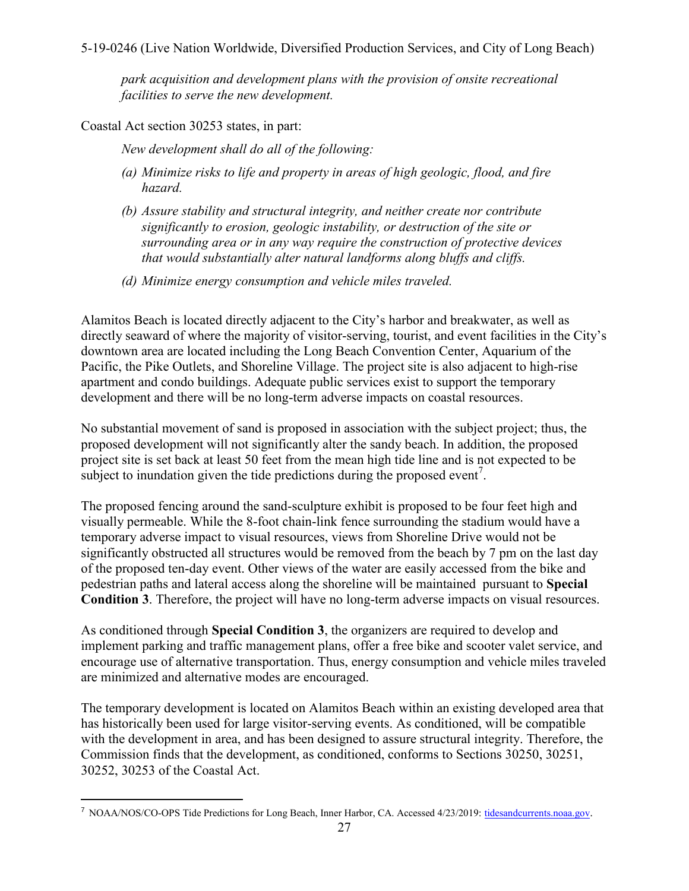*park acquisition and development plans with the provision of onsite recreational facilities to serve the new development.*

Coastal Act section 30253 states, in part:

*New development shall do all of the following:*

*(a) Minimize risks to life and property in areas of high geologic, flood, and fire hazard.*

*(b) Assure stability and structural integrity, and neither create nor contribute significantly to erosion, geologic instability, or destruction of the site or surrounding area or in any way require the construction of protective devices that would substantially alter natural landforms along bluffs and cliffs.*

*(d) Minimize energy consumption and vehicle miles traveled.*

Alamitos Beach is located directly adjacent to the City's harbor and breakwater, as well as directly seaward of where the majority of visitor-serving, tourist, and event facilities in the City's downtown area are located including the Long Beach Convention Center, Aquarium of the Pacific, the Pike Outlets, and Shoreline Village. The project site is also adjacent to high-rise apartment and condo buildings. Adequate public services exist to support the temporary development and there will be no long-term adverse impacts on coastal resources.

No substantial movement of sand is proposed in association with the subject project; thus, the proposed development will not significantly alter the sandy beach. In addition, the proposed project site is set back at least 50 feet from the mean high tide line and is not expected to be subject to inundation given the tide predictions during the proposed event[7].

The proposed fencing around the sand-sculpture exhibit is proposed to be four feet high and visually permeable. While the 8-foot chain-link fence surrounding the stadium would have a temporary adverse impact to visual resources, views from Shoreline Drive would not be significantly obstructed all structures would be removed from the beach by 7 pm on the last day of the proposed ten-day event. Other views of the water are easily accessed from the bike and pedestrian paths and lateral access along the shoreline will be maintained pursuant to **Special Condition 3**. Therefore, the project will have no long-term adverse impacts on visual resources.

As conditioned through **Special Condition 3**, the organizers are required to develop and implement parking and traffic management plans, offer a free bike and scooter valet service, and encourage use of alternative transportation. Thus, energy consumption and vehicle miles traveled are minimized and alternative modes are encouraged.

The temporary development is located on Alamitos Beach within an existing developed area that has historically been used for large visitor-serving events. As conditioned, will be compatible with the development in area, and has been designed to assure structural integrity. Therefore, the Commission finds that the development, as conditioned, conforms to Sections 30250, 30251, 30252, 30253 of the Coastal Act.

---

[7] NOAA/NOS/CO-OPS Tide Predictions for Long Beach, Inner Harbor, CA. Accessed 4/23/2019: tidesandcurrents.noaa.gov.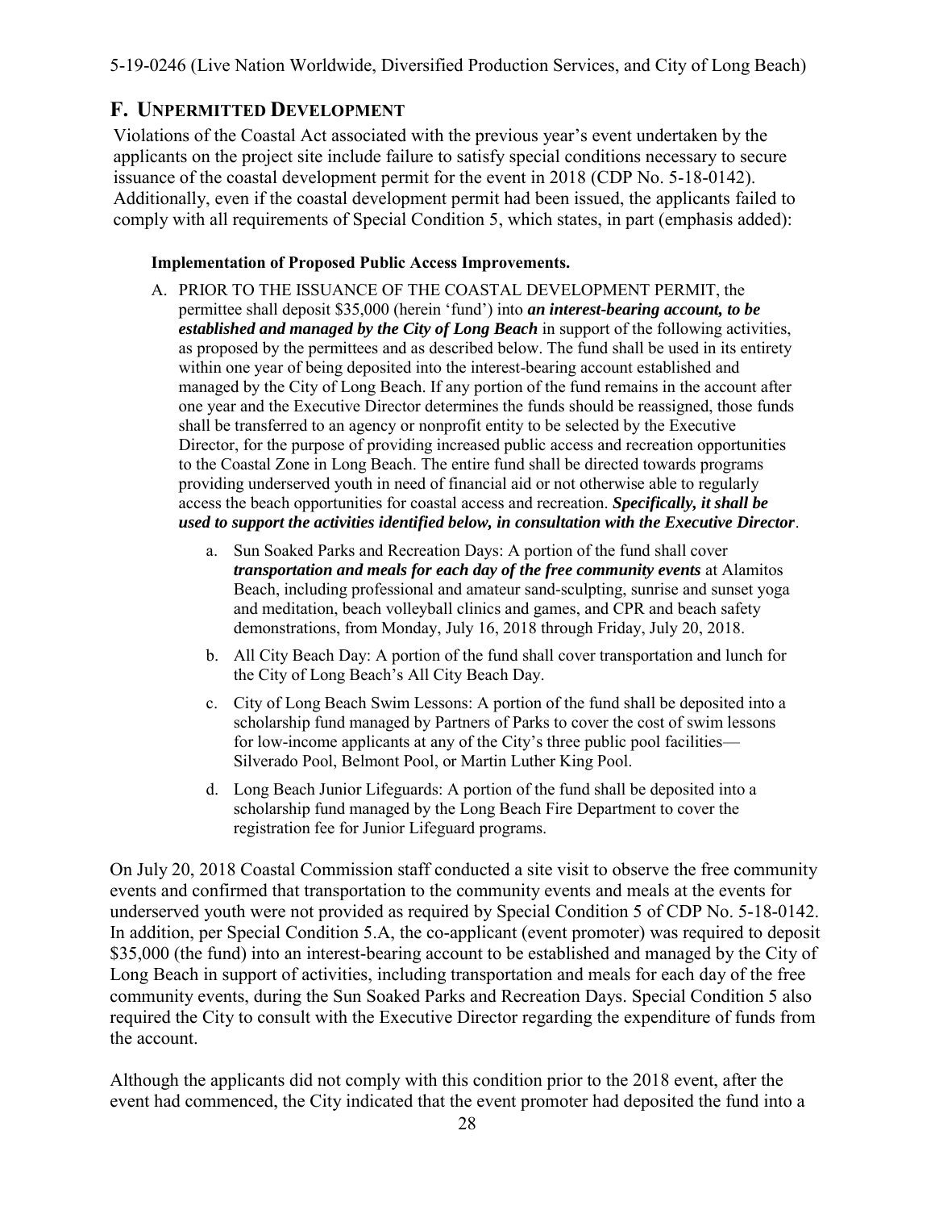## F. UNPERMITTED DEVELOPMENT

Violations of the Coastal Act associated with the previous year's event undertaken by the applicants on the project site include failure to satisfy special conditions necessary to secure issuance of the coastal development permit for the event in 2018 (CDP No. 5-18-0142). Additionally, even if the coastal development permit had been issued, the applicants failed to comply with all requirements of Special Condition 5, which states, in part (emphasis added):

> **Implementation of Proposed Public Access Improvements.**
>
> A. PRIOR TO THE ISSUANCE OF THE COASTAL DEVELOPMENT PERMIT, the permittee shall deposit $35,000 (herein 'fund') into ***an interest-bearing account, to be established and managed by the City of Long Beach*** in support of the following activities, as proposed by the permittees and as described below. The fund shall be used in its entirety within one year of being deposited into the interest-bearing account established and managed by the City of Long Beach. If any portion of the fund remains in the account after one year and the Executive Director determines the funds should be reassigned, those funds shall be transferred to an agency or nonprofit entity to be selected by the Executive Director, for the purpose of providing increased public access and recreation opportunities to the Coastal Zone in Long Beach. The entire fund shall be directed towards programs providing underserved youth in need of financial aid or not otherwise able to regularly access the beach opportunities for coastal access and recreation. ***Specifically, it shall be used to support the activities identified below, in consultation with the Executive Director***.
>
> a. Sun Soaked Parks and Recreation Days: A portion of the fund shall cover ***transportation and meals for each day of the free community events*** at Alamitos Beach, including professional and amateur sand-sculpting, sunrise and sunset yoga and meditation, beach volleyball clinics and games, and CPR and beach safety demonstrations, from Monday, July 16, 2018 through Friday, July 20, 2018.
>
> b. All City Beach Day: A portion of the fund shall cover transportation and lunch for the City of Long Beach's All City Beach Day.
>
> c. City of Long Beach Swim Lessons: A portion of the fund shall be deposited into a scholarship fund managed by Partners of Parks to cover the cost of swim lessons for low-income applicants at any of the City's three public pool facilities—Silverado Pool, Belmont Pool, or Martin Luther King Pool.
>
> d. Long Beach Junior Lifeguards: A portion of the fund shall be deposited into a scholarship fund managed by the Long Beach Fire Department to cover the registration fee for Junior Lifeguard programs.

On July 20, 2018 Coastal Commission staff conducted a site visit to observe the free community events and confirmed that transportation to the community events and meals at the events for underserved youth were not provided as required by Special Condition 5 of CDP No. 5-18-0142. In addition, per Special Condition 5.A, the co-applicant (event promoter) was required to deposit $35,000 (the fund) into an interest-bearing account to be established and managed by the City of Long Beach in support of activities, including transportation and meals for each day of the free community events, during the Sun Soaked Parks and Recreation Days. Special Condition 5 also required the City to consult with the Executive Director regarding the expenditure of funds from the account.

Although the applicants did not comply with this condition prior to the 2018 event, after the event had commenced, the City indicated that the event promoter had deposited the fund into a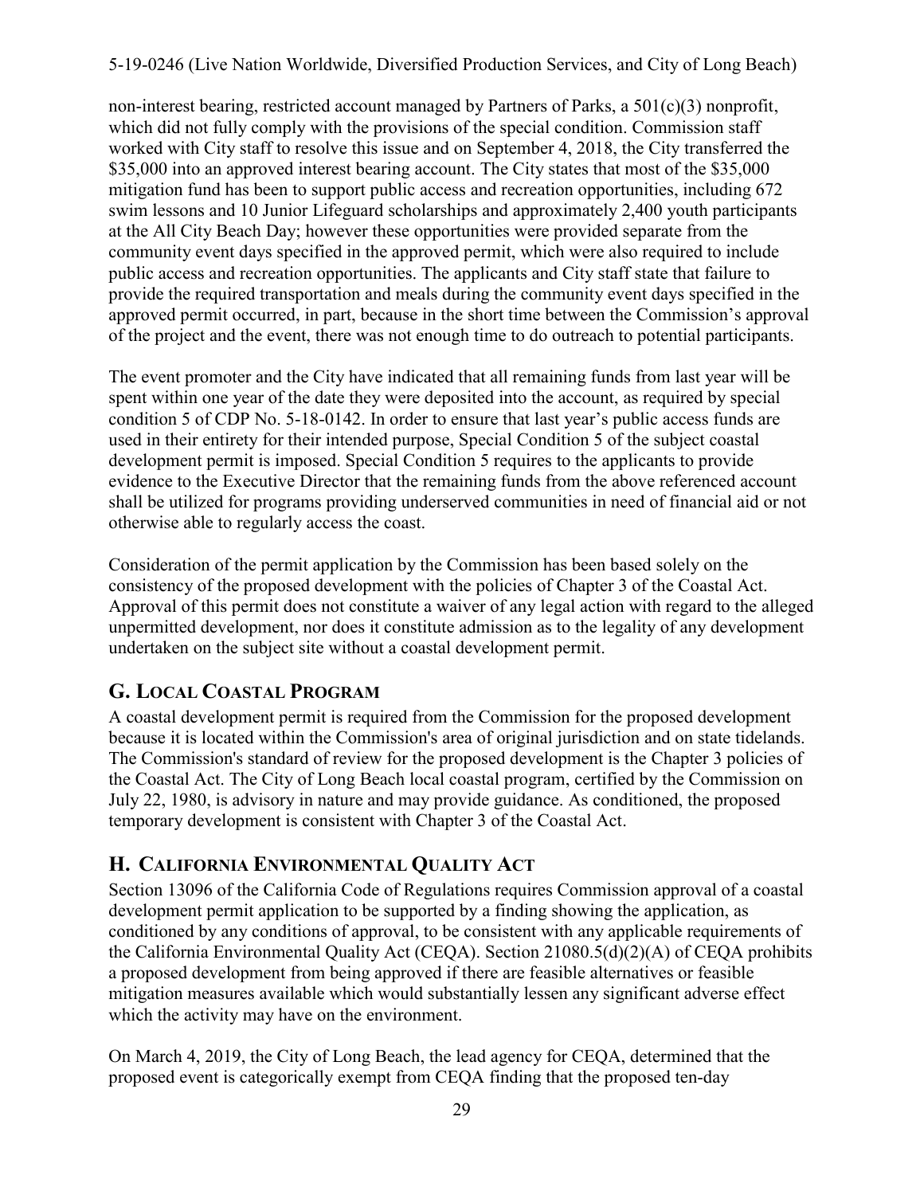non-interest bearing, restricted account managed by Partners of Parks, a 501(c)(3) nonprofit, which did not fully comply with the provisions of the special condition. Commission staff worked with City staff to resolve this issue and on September 4, 2018, the City transferred the $35,000 into an approved interest bearing account. The City states that most of the $35,000 mitigation fund has been to support public access and recreation opportunities, including 672 swim lessons and 10 Junior Lifeguard scholarships and approximately 2,400 youth participants at the All City Beach Day; however these opportunities were provided separate from the community event days specified in the approved permit, which were also required to include public access and recreation opportunities. The applicants and City staff state that failure to provide the required transportation and meals during the community event days specified in the approved permit occurred, in part, because in the short time between the Commission's approval of the project and the event, there was not enough time to do outreach to potential participants.

The event promoter and the City have indicated that all remaining funds from last year will be spent within one year of the date they were deposited into the account, as required by special condition 5 of CDP No. 5-18-0142. In order to ensure that last year's public access funds are used in their entirety for their intended purpose, Special Condition 5 of the subject coastal development permit is imposed. Special Condition 5 requires to the applicants to provide evidence to the Executive Director that the remaining funds from the above referenced account shall be utilized for programs providing underserved communities in need of financial aid or not otherwise able to regularly access the coast.

Consideration of the permit application by the Commission has been based solely on the consistency of the proposed development with the policies of Chapter 3 of the Coastal Act. Approval of this permit does not constitute a waiver of any legal action with regard to the alleged unpermitted development, nor does it constitute admission as to the legality of any development undertaken on the subject site without a coastal development permit.

## G. Local Coastal Program

A coastal development permit is required from the Commission for the proposed development because it is located within the Commission's area of original jurisdiction and on state tidelands. The Commission's standard of review for the proposed development is the Chapter 3 policies of the Coastal Act. The City of Long Beach local coastal program, certified by the Commission on July 22, 1980, is advisory in nature and may provide guidance. As conditioned, the proposed temporary development is consistent with Chapter 3 of the Coastal Act.

## H. California Environmental Quality Act

Section 13096 of the California Code of Regulations requires Commission approval of a coastal development permit application to be supported by a finding showing the application, as conditioned by any conditions of approval, to be consistent with any applicable requirements of the California Environmental Quality Act (CEQA). Section 21080.5(d)(2)(A) of CEQA prohibits a proposed development from being approved if there are feasible alternatives or feasible mitigation measures available which would substantially lessen any significant adverse effect which the activity may have on the environment.

On March 4, 2019, the City of Long Beach, the lead agency for CEQA, determined that the proposed event is categorically exempt from CEQA finding that the proposed ten-day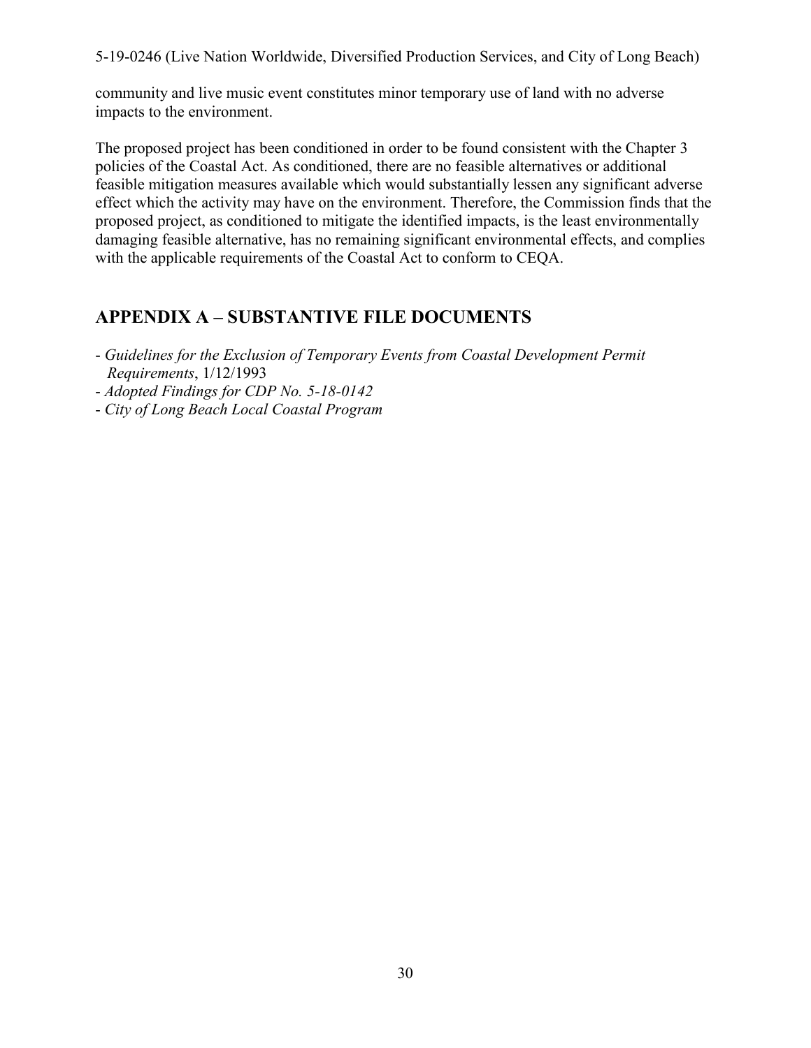community and live music event constitutes minor temporary use of land with no adverse impacts to the environment.

The proposed project has been conditioned in order to be found consistent with the Chapter 3 policies of the Coastal Act. As conditioned, there are no feasible alternatives or additional feasible mitigation measures available which would substantially lessen any significant adverse effect which the activity may have on the environment. Therefore, the Commission finds that the proposed project, as conditioned to mitigate the identified impacts, is the least environmentally damaging feasible alternative, has no remaining significant environmental effects, and complies with the applicable requirements of the Coastal Act to conform to CEQA.

## APPENDIX A – SUBSTANTIVE FILE DOCUMENTS

- *Guidelines for the Exclusion of Temporary Events from Coastal Development Permit Requirements*, 1/12/1993
- *Adopted Findings for CDP No. 5-18-0142*
- *City of Long Beach Local Coastal Program*